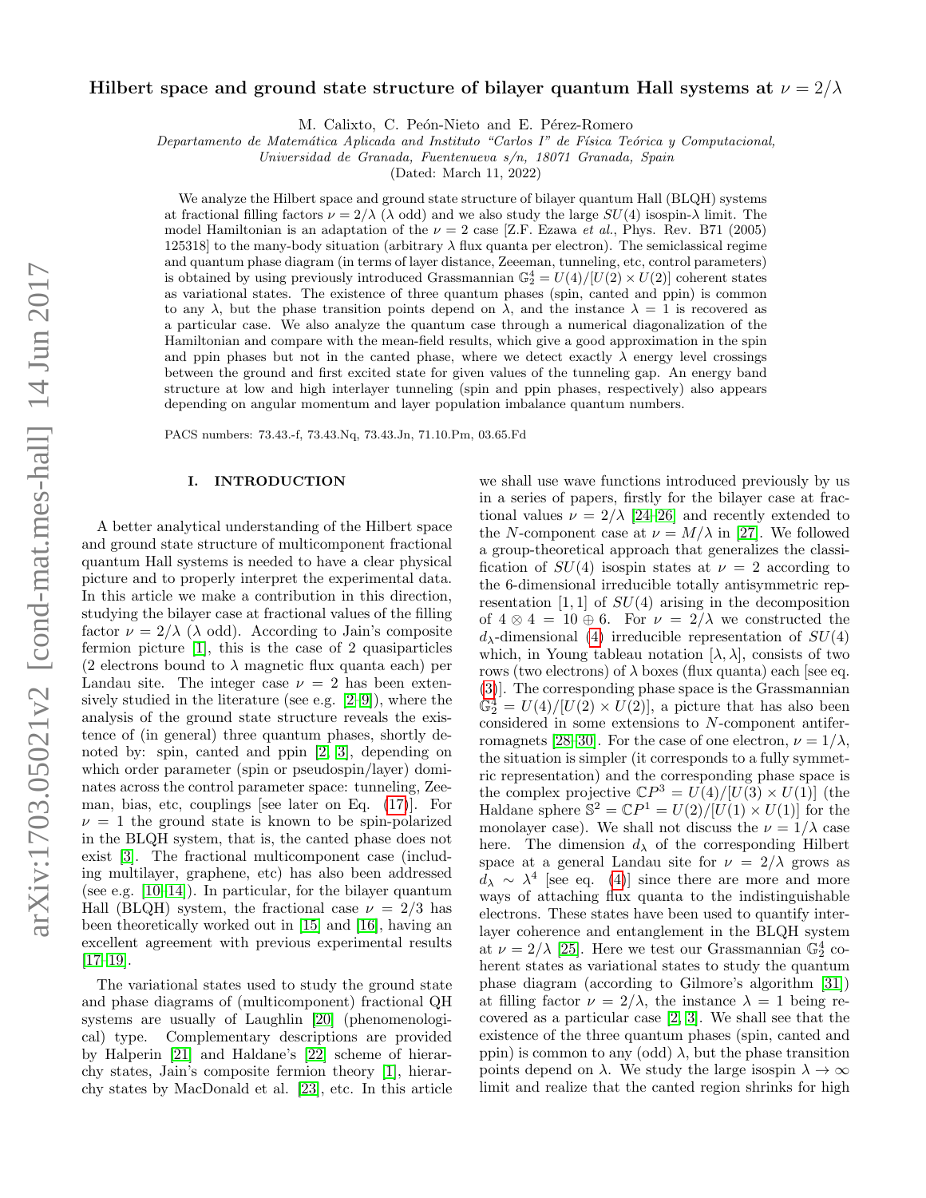# Hilbert space and ground state structure of bilayer quantum Hall systems at $\nu = 2/\lambda$

M. Calixto, C. Peón-Nieto and E. Pérez-Romero

*Departamento de Matemática Aplicada and Instituto "Carlos I" de Física Teórica y Computacional, Universidad de Granada, Fuentenueva s/n, 18071 Granada, Spain*

(Dated: March 11, 2022)

We analyze the Hilbert space and ground state structure of bilayer quantum Hall (BLQH) systems at fractional filling factors $\nu = 2/\lambda$ ($\lambda$ odd) and we also study the large $SU(4)$ isospin-$\lambda$ limit. The model Hamiltonian is an adaptation of the $\nu = 2$ case [Z.F. Ezawa *et al.*, Phys. Rev. B71 (2005) 125318] to the many-body situation (arbitrary $\lambda$ flux quanta per electron). The semiclassical regime and quantum phase diagram (in terms of layer distance, Zeeeman, tunneling, etc, control parameters) is obtained by using previously introduced Grassmannian $\mathbb{G}_2^4 = U(4)/[U(2) \times U(2)]$ coherent states as variational states. The existence of three quantum phases (spin, canted and ppin) is common to any $\lambda$, but the phase transition points depend on $\lambda$, and the instance $\lambda = 1$ is recovered as a particular case. We also analyze the quantum case through a numerical diagonalization of the Hamiltonian and compare with the mean-field results, which give a good approximation in the spin and ppin phases but not in the canted phase, where we detect exactly $\lambda$ energy level crossings between the ground and first excited state for given values of the tunneling gap. An energy band structure at low and high interlayer tunneling (spin and ppin phases, respectively) also appears depending on angular momentum and layer population imbalance quantum numbers.

PACS numbers: 73.43.-f, 73.43.Nq, 73.43.Jn, 71.10.Pm, 03.65.Fd

## I. INTRODUCTION

A better analytical understanding of the Hilbert space and ground state structure of multicomponent fractional quantum Hall systems is needed to have a clear physical picture and to properly interpret the experimental data. In this article we make a contribution in this direction, studying the bilayer case at fractional values of the filling factor $\nu = 2/\lambda$ ($\lambda$ odd). According to Jain's composite fermion picture [1], this is the case of 2 quasiparticles (2 electrons bound to $\lambda$ magnetic flux quanta each) per Landau site. The integer case $\nu = 2$ has been extensively studied in the literature (see e.g. [2–9]), where the analysis of the ground state structure reveals the existence of (in general) three quantum phases, shortly denoted by: spin, canted and ppin [2, 3], depending on which order parameter (spin or pseudospin/layer) dominates across the control parameter space: tunneling, Zeeman, bias, etc, couplings [see later on Eq. (17)]. For $\nu = 1$ the ground state is known to be spin-polarized in the BLQH system, that is, the canted phase does not exist [3]. The fractional multicomponent case (including multilayer, graphene, etc) has also been addressed (see e.g. [10–14]). In particular, for the bilayer quantum Hall (BLQH) system, the fractional case $\nu = 2/3$ has been theoretically worked out in [15] and [16], having an excellent agreement with previous experimental results [17–19].

The variational states used to study the ground state and phase diagrams of (multicomponent) fractional QH systems are usually of Laughlin [20] (phenomenological) type. Complementary descriptions are provided by Halperin [21] and Haldane's [22] scheme of hierarchy states, Jain's composite fermion theory [1], hierarchy states by MacDonald et al. [23], etc. In this article we shall use wave functions introduced previously by us in a series of papers, firstly for the bilayer case at fractional values $\nu = 2/\lambda$ [24–26] and recently extended to the $N$-component case at $\nu = M/\lambda$ in [27]. We followed a group-theoretical approach that generalizes the classification of $SU(4)$ isospin states at $\nu = 2$ according to the 6-dimensional irreducible totally antisymmetric representation $[1, 1]$ of $SU(4)$ arising in the decomposition of $4 \otimes 4 = 10 \oplus 6$. For $\nu = 2/\lambda$ we constructed the $d_\lambda$-dimensional (4) irreducible representation of $SU(4)$ which, in Young tableau notation $[\lambda, \lambda]$, consists of two rows (two electrons) of $\lambda$ boxes (flux quanta) each [see eq. (3)]. The corresponding phase space is the Grassmannian $\mathbb{G}_2^4 = U(4)/[U(2) \times U(2)]$, a picture that has also been considered in some extensions to $N$-component antiferromagnets [28–30]. For the case of one electron, $\nu = 1/\lambda$, the situation is simpler (it corresponds to a fully symmetric representation) and the corresponding phase space is the complex projective $\mathbb{C}P^3 = U(4)/[U(3) \times U(1)]$ (the Haldane sphere $\mathbb{S}^2 = \mathbb{C}P^1 = U(2)/[U(1) \times U(1)]$ for the monolayer case). We shall not discuss the $\nu = 1/\lambda$ case here. The dimension $d_\lambda$ of the corresponding Hilbert space at a general Landau site for $\nu = 2/\lambda$ grows as $d_\lambda \sim \lambda^4$ [see eq. (4)] since there are more and more ways of attaching flux quanta to the indistinguishable electrons. These states have been used to quantify interlayer coherence and entanglement in the BLQH system at $\nu = 2/\lambda$ [25]. Here we test our Grassmannian $\mathbb{G}_2^4$ coherent states as variational states to study the quantum phase diagram (according to Gilmore's algorithm [31]) at filling factor $\nu = 2/\lambda$, the instance $\lambda = 1$ being recovered as a particular case [2, 3]. We shall see that the existence of the three quantum phases (spin, canted and ppin) is common to any (odd) $\lambda$, but the phase transition points depend on $\lambda$. We study the large isospin $\lambda \to \infty$ limit and realize that the canted region shrinks for high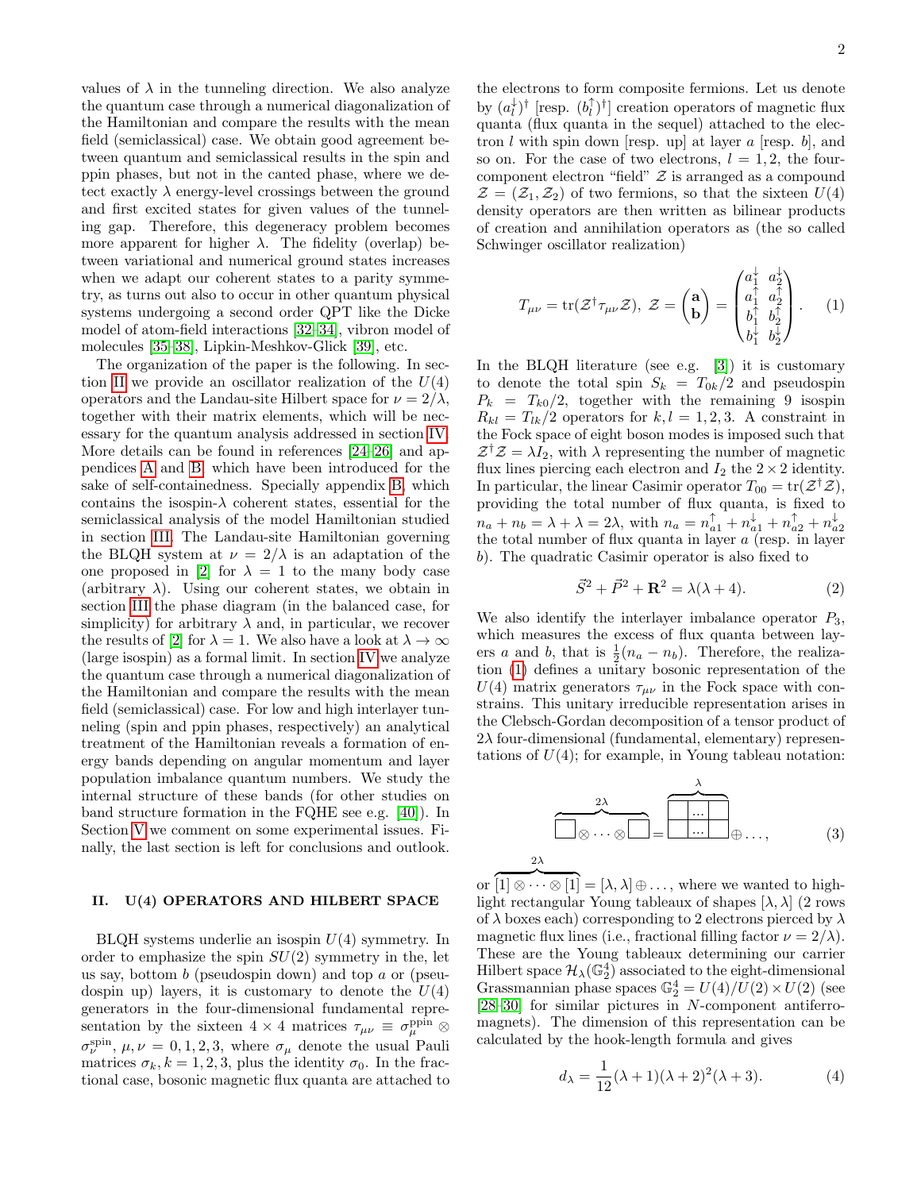values of $\lambda$ in the tunneling direction. We also analyze the quantum case through a numerical diagonalization of the Hamiltonian and compare the results with the mean field (semiclassical) case. We obtain good agreement between quantum and semiclassical results in the spin and ppin phases, but not in the canted phase, where we detect exactly $\lambda$ energy-level crossings between the ground and first excited states for given values of the tunneling gap. Therefore, this degeneracy problem becomes more apparent for higher $\lambda$. The fidelity (overlap) between variational and numerical ground states increases when we adapt our coherent states to a parity symmetry, as turns out also to occur in other quantum physical systems undergoing a second order QPT like the Dicke model of atom-field interactions [32–34], vibron model of molecules [35–38], Lipkin-Meshkov-Glick [39], etc.

The organization of the paper is the following. In section II we provide an oscillator realization of the $U(4)$ operators and the Landau-site Hilbert space for $\nu = 2/\lambda$, together with their matrix elements, which will be necessary for the quantum analysis addressed in section IV. More details can be found in references [24–26] and appendices A and B, which have been introduced for the sake of self-containedness. Specially appendix B, which contains the isospin-$\lambda$ coherent states, essential for the semiclassical analysis of the model Hamiltonian studied in section III. The Landau-site Hamiltonian governing the BLQH system at $\nu = 2/\lambda$ is an adaptation of the one proposed in [2] for $\lambda = 1$ to the many body case (arbitrary $\lambda$). Using our coherent states, we obtain in section III the phase diagram (in the balanced case, for simplicity) for arbitrary $\lambda$ and, in particular, we recover the results of [2] for $\lambda = 1$. We also have a look at $\lambda \to \infty$ (large isospin) as a formal limit. In section IV we analyze the quantum case through a numerical diagonalization of the Hamiltonian and compare the results with the mean field (semiclassical) case. For low and high interlayer tunneling (spin and ppin phases, respectively) an analytical treatment of the Hamiltonian reveals a formation of energy bands depending on angular momentum and layer population imbalance quantum numbers. We study the internal structure of these bands (for other studies on band structure formation in the FQHE see e.g. [40]). In Section V we comment on some experimental issues. Finally, the last section is left for conclusions and outlook.

## II. U(4) OPERATORS AND HILBERT SPACE

BLQH systems underlie an isospin $U(4)$ symmetry. In order to emphasize the spin $SU(2)$ symmetry in the, let us say, bottom $b$ (pseudospin down) and top $a$ or (pseudospin up) layers, it is customary to denote the $U(4)$ generators in the four-dimensional fundamental representation by the sixteen $4 \times 4$ matrices $\tau_{\mu\nu} \equiv \sigma_\mu^{\text{ppin}} \otimes \sigma_\nu^{\text{spin}}$, $\mu, \nu = 0, 1, 2, 3$, where $\sigma_\mu$ denote the usual Pauli matrices $\sigma_k, k = 1, 2, 3$, plus the identity $\sigma_0$. In the fractional case, bosonic magnetic flux quanta are attached to the electrons to form composite fermions. Let us denote by $(a_l^\downarrow)^\dagger$ [resp. $(b_l^\uparrow)^\dagger$] creation operators of magnetic flux quanta (flux quanta in the sequel) attached to the electron $l$ with spin down [resp. up] at layer $a$ [resp. $b$], and so on. For the case of two electrons, $l = 1, 2$, the four-component electron "field" $\mathcal{Z}$ is arranged as a compound $\mathcal{Z} = (\mathcal{Z}_1, \mathcal{Z}_2)$ of two fermions, so that the sixteen $U(4)$ density operators are then written as bilinear products of creation and annihilation operators as (the so called Schwinger oscillator realization)

$$T_{\mu\nu} = \operatorname{tr}(\mathcal{Z}^\dagger \tau_{\mu\nu} \mathcal{Z}),\ \mathcal{Z} = \begin{pmatrix} \mathbf{a} \\ \mathbf{b} \end{pmatrix} = \begin{pmatrix} a_1^\downarrow & a_2^\downarrow \\ a_1^\uparrow & a_2^\uparrow \\ b_1^\uparrow & b_2^\uparrow \\ b_1^\downarrow & b_2^\downarrow \end{pmatrix}. \quad (1)$$

In the BLQH literature (see e.g. [3]) it is customary to denote the total spin $S_k = T_{0k}/2$ and pseudospin $P_k = T_{k0}/2$, together with the remaining 9 isospin $R_{kl} = T_{lk}/2$ operators for $k, l = 1, 2, 3$. A constraint in the Fock space of eight boson modes is imposed such that $\mathcal{Z}^\dagger \mathcal{Z} = \lambda I_2$, with $\lambda$ representing the number of magnetic flux lines piercing each electron and $I_2$ the $2 \times 2$ identity. In particular, the linear Casimir operator $T_{00} = \operatorname{tr}(\mathcal{Z}^\dagger \mathcal{Z})$, providing the total number of flux quanta, is fixed to $n_a + n_b = \lambda + \lambda = 2\lambda$, with $n_a = n_{a1}^\uparrow + n_{a1}^\downarrow + n_{a2}^\uparrow + n_{a2}^\downarrow$ the total number of flux quanta in layer $a$ (resp. in layer $b$). The quadratic Casimir operator is also fixed to

$$\vec{S}^2 + \vec{P}^2 + \mathbf{R}^2 = \lambda(\lambda + 4). \quad (2)$$

We also identify the interlayer imbalance operator $P_3$, which measures the excess of flux quanta between layers $a$ and $b$, that is $\frac{1}{2}(n_a - n_b)$. Therefore, the realization (1) defines a unitary bosonic representation of the $U(4)$ matrix generators $\tau_{\mu\nu}$ in the Fock space with constrains. This unitary irreducible representation arises in the Clebsch-Gordan decomposition of a tensor product of $2\lambda$ four-dimensional (fundamental, elementary) representations of $U(4)$; for example, in Young tableau notation:

$$\overbrace{\square \otimes \cdots \otimes \square}^{2\lambda} = \overbrace{\begin{array}{|c|c|c|}\hline & \cdots & \\ \hline & \cdots & \\ \hline \end{array}}^{\lambda} \oplus \ldots, \quad (3)$$

or $\overbrace{[1] \otimes \cdots \otimes [1]}^{2\lambda} = [\lambda, \lambda] \oplus \ldots$, where we wanted to highlight rectangular Young tableaux of shapes $[\lambda, \lambda]$ (2 rows of $\lambda$ boxes each) corresponding to 2 electrons pierced by $\lambda$ magnetic flux lines (i.e., fractional filling factor $\nu = 2/\lambda$). These are the Young tableaux determining our carrier Hilbert space $\mathcal{H}_\lambda(\mathbb{G}_2^4)$ associated to the eight-dimensional Grassmannian phase spaces $\mathbb{G}_2^4 = U(4)/U(2) \times U(2)$ (see [28–30] for similar pictures in $N$-component antiferromagnets). The dimension of this representation can be calculated by the hook-length formula and gives

$$d_\lambda = \frac{1}{12}(\lambda + 1)(\lambda + 2)^2(\lambda + 3). \quad (4)$$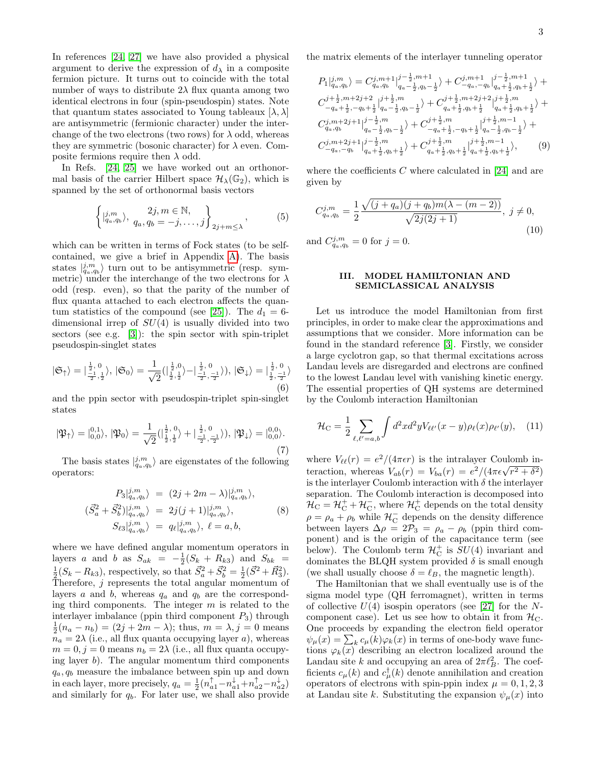In references [24, 27] we have also provided a physical argument to derive the expression of $d_\lambda$ in a composite fermion picture. It turns out to coincide with the total number of ways to distribute $2\lambda$ flux quanta among two identical electrons in four (spin-pseudospin) states. Note that quantum states associated to Young tableaux $[\lambda,\lambda]$ are antisymmetric (fermionic character) under the interchange of the two electrons (two rows) for $\lambda$ odd, whereas they are symmetric (bosonic character) for $\lambda$ even. Composite fermions require then $\lambda$ odd.

In Refs. [24, 25] we have worked out an orthonormal basis of the carrier Hilbert space $\mathcal{H}_\lambda(\mathbb{G}_2)$, which is spanned by the set of orthonormal basis vectors

$$\left\{ |{}^{j,m}_{q_a,q_b}\rangle, \begin{array}{c} 2j, m\in\mathbb{N}, \\ q_a,q_b=-j,\ldots,j \end{array} \right\}_{2j+m\leq\lambda}, \tag{5}$$

which can be written in terms of Fock states (to be self-contained, we give a brief in Appendix A). The basis states $|{}^{j,m}_{q_a,q_b}\rangle$ turn out to be antisymmetric (resp. symmetric) under the interchange of the two electrons for $\lambda$ odd (resp. even), so that the parity of the number of flux quanta attached to each electron affects the quantum statistics of the compound (see [25]). The $d_1=6$-dimensional irrep of $SU(4)$ is usually divided into two sectors (see e.g. [3]): the spin sector with spin-triplet pseudospin-singlet states

$$|\mathfrak{S}_\uparrow\rangle = |{}^{\frac12,0}_{\frac{-1}{2},\frac12}\rangle,\ |\mathfrak{S}_0\rangle = \frac{1}{\sqrt2}(|{}^{\frac12,0}_{\frac12,\frac12}\rangle - |{}^{\frac12,0}_{\frac{-1}{2},\frac{-1}{2}}\rangle),\ |\mathfrak{S}_\downarrow\rangle = |{}^{\frac12,0}_{\frac12,\frac{-1}{2}}\rangle \tag{6}$$

and the ppin sector with pseudospin-triplet spin-singlet states

$$|\mathfrak{P}_\uparrow\rangle = |{}^{0,1}_{0,0}\rangle,\ |\mathfrak{P}_0\rangle = \frac{1}{\sqrt2}(|{}^{\frac12,0}_{\frac12,\frac12}\rangle + |{}^{\frac12,0}_{\frac{-1}{2},\frac{-1}{2}}\rangle),\ |\mathfrak{P}_\downarrow\rangle = |{}^{0,0}_{0,0}\rangle. \tag{7}$$

The basis states $|{}^{j,m}_{q_a,q_b}\rangle$ are eigenstates of the following operators:

$$\begin{aligned} P_3|{}^{j,m}_{q_a,q_b}\rangle &= (2j+2m-\lambda)|{}^{j,m}_{q_a,q_b}\rangle, \\ (\vec{S}_a^2+\vec{S}_b^2)|{}^{j,m}_{q_a,q_b}\rangle &= 2j(j+1)|{}^{j,m}_{q_a,q_b}\rangle, \\ S_{\ell 3}|{}^{j,m}_{q_a,q_b}\rangle &= q_\ell|{}^{j,m}_{q_a,q_b}\rangle,\ \ell=a,b, \end{aligned} \tag{8}$$

where we have defined angular momentum operators in layers $a$ and $b$ as $S_{ak}=-\frac12(S_k+R_{k3})$ and $S_{bk}=\frac12(S_k-R_{k3})$, respectively, so that $\vec{S}_a^2+\vec{S}_b^2=\frac12(\vec{S}^2+\vec{R}_3^2)$. Therefore, $j$ represents the total angular momentum of layers $a$ and $b$, whereas $q_a$ and $q_b$ are the corresponding third components. The integer $m$ is related to the interlayer imbalance (ppin third component $P_3$) through $\frac12(n_a-n_b)=(2j+2m-\lambda)$; thus, $m=\lambda, j=0$ means $n_a=2\lambda$ (i.e., all flux quanta occupying layer $a$), whereas $m=0, j=0$ means $n_b=2\lambda$ (i.e., all flux quanta occupying layer $b$). The angular momentum third components $q_a,q_b$ measure the imbalance between spin up and down in each layer, more precisely, $q_a=\frac12(n^\uparrow_{a1}-n^\downarrow_{a1}+n^\uparrow_{a2}-n^\downarrow_{a2})$ and similarly for $q_b$. For later use, we shall also provide the matrix elements of the interlayer tunneling operator

$$\begin{aligned} P_1|{}^{j,m}_{q_a,q_b}\rangle =\ & C^{j,m+1}_{q_a,q_b}|{}^{j-\frac12,m+1}_{q_a-\frac12,q_b-\frac12}\rangle + C^{j,m+1}_{-q_a,-q_b}|{}^{j-\frac12,m+1}_{q_a+\frac12,q_b+\frac12}\rangle + \\ & C^{j+\frac12,m+2j+2}_{-q_a+\frac12,-q_b+\frac12}|{}^{j+\frac12,m}_{q_a-\frac12,q_b-\frac12}\rangle + C^{j+\frac12,m+2j+2}_{q_a+\frac12,q_b+\frac12}|{}^{j+\frac12,m}_{q_a+\frac12,q_b+\frac12}\rangle + \\ & C^{j,m+2j+1}_{q_a,q_b}|{}^{j-\frac12,m}_{q_a-\frac12,q_b-\frac12}\rangle + C^{j+\frac12,m}_{-q_a+\frac12,-q_b+\frac12}|{}^{j+\frac12,m-1}_{q_a-\frac12,q_b-\frac12}\rangle + \\ & C^{j,m+2j+1}_{-q_a,-q_b}|{}^{j-\frac12,m}_{q_a+\frac12,q_b+\frac12}\rangle + C^{j+\frac12,m}_{q_a+\frac12,q_b+\frac12}|{}^{j+\frac12,m-1}_{q_a+\frac12,q_b+\frac12}\rangle, \end{aligned} \tag{9}$$

where the coefficients $C$ where calculated in [24] and are given by

$$C^{j,m}_{q_a,q_b} = \frac12\frac{\sqrt{(j+q_a)(j+q_b)m(\lambda-(m-2))}}{\sqrt{2j(2j+1)}},\ j\neq 0, \tag{10}$$

and $C^{j,m}_{q_a,q_b}=0$ for $j=0$.

## III. MODEL HAMILTONIAN AND SEMICLASSICAL ANALYSIS

Let us introduce the model Hamiltonian from first principles, in order to make clear the approximations and assumptions that we consider. More information can be found in the standard reference [3]. Firstly, we consider a large cyclotron gap, so that thermal excitations across Landau levels are disregarded and electrons are confined to the lowest Landau level with vanishing kinetic energy. The essential properties of QH systems are determined by the Coulomb interaction Hamiltonian

$$\mathcal{H}_{\mathrm{C}} = \frac12\sum_{\ell,\ell'=a,b}\int d^2x d^2y V_{\ell\ell'}(x-y)\rho_\ell(x)\rho_{\ell'}(y), \tag{11}$$

where $V_{\ell\ell}(r)=e^2/(4\pi\epsilon r)$ is the intralayer Coulomb interaction, whereas $V_{ab}(r)=V_{ba}(r)=e^2/(4\pi\epsilon\sqrt{r^2+\delta^2})$ is the interlayer Coulomb interaction with $\delta$ the interlayer separation. The Coulomb interaction is decomposed into $\mathcal{H}_{\mathrm{C}}=\mathcal{H}^+_{\mathrm{C}}+\mathcal{H}^-_{\mathrm{C}}$, where $\mathcal{H}^+_{\mathrm{C}}$ depends on the total density $\rho=\rho_a+\rho_b$ while $\mathcal{H}^-_{\mathrm{C}}$ depends on the density difference between layers $\Delta\rho=2\mathcal{P}_3=\rho_a-\rho_b$ (ppin third component) and is the origin of the capacitance term (see below). The Coulomb term $\mathcal{H}^+_{\mathrm{C}}$ is $SU(4)$ invariant and dominates the BLQH system provided $\delta$ is small enough (we shall usually choose $\delta=\ell_B$, the magnetic length).

The Hamiltonian that we shall eventually use is of the sigma model type (QH ferromagnet), written in terms of collective $U(4)$ isospin operators (see [27] for the $N$-component case). Let us see how to obtain it from $\mathcal{H}_{\mathrm{C}}$. One proceeds by expanding the electron field operator $\psi_\mu(x)=\sum_k c_\mu(k)\varphi_k(x)$ in terms of one-body wave functions $\varphi_k(x)$ describing an electron localized around the Landau site $k$ and occupying an area of $2\pi\ell_B^2$. The coefficients $c_\mu(k)$ and $c^\dagger_\mu(k)$ denote annihilation and creation operators of electrons with spin-ppin index $\mu=0,1,2,3$ at Landau site $k$. Substituting the expansion $\psi_\mu(x)$ into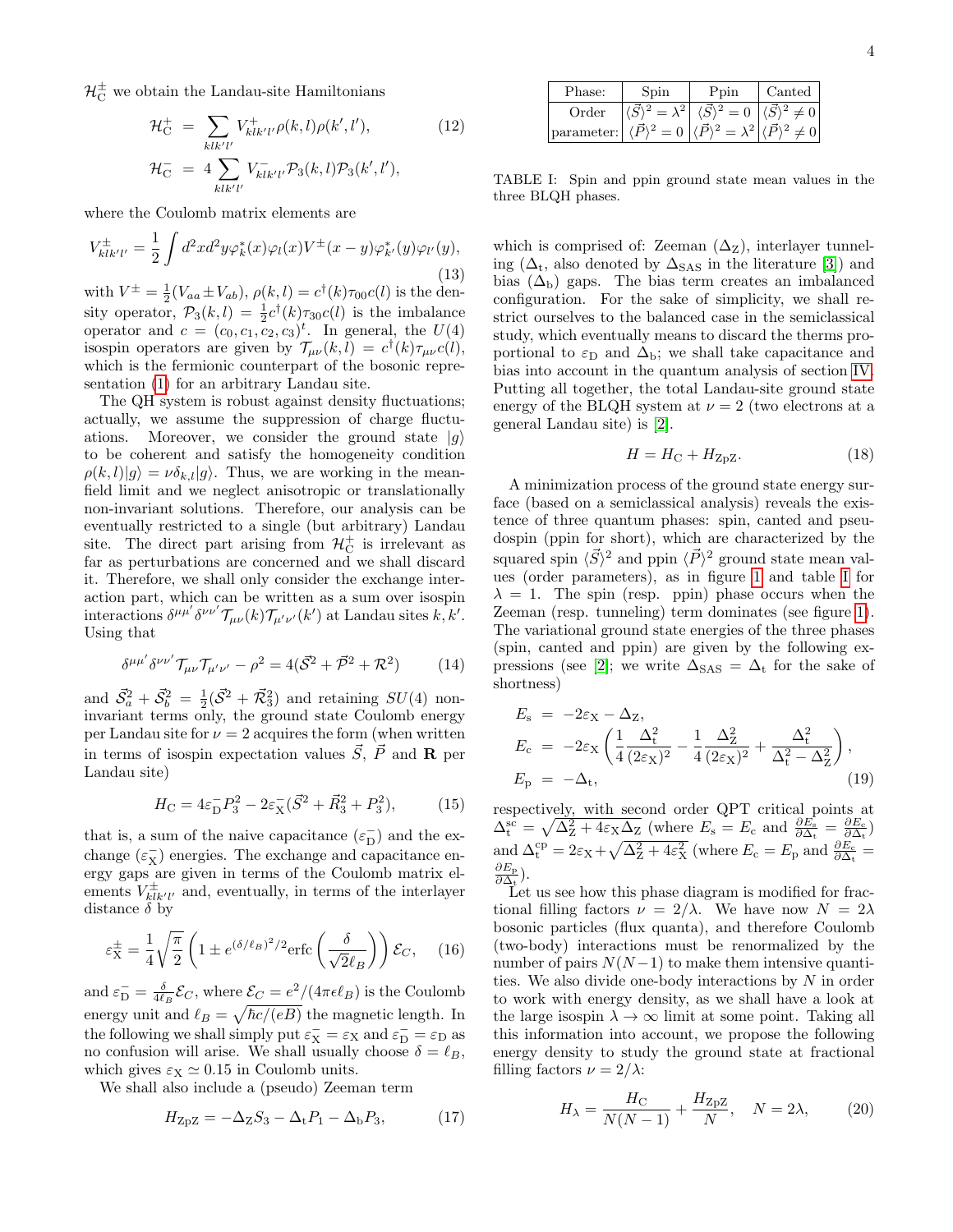$\mathcal{H}_{\rm C}^{\pm}$ we obtain the Landau-site Hamiltonians

$$
\begin{aligned}
\mathcal{H}_{\rm C}^{+} &= \sum_{klk'l'} V^{+}_{klk'l'}\rho(k,l)\rho(k',l'), \\
\mathcal{H}_{\rm C}^{-} &= 4\sum_{klk'l'} V^{-}_{klk'l'}\mathcal{P}_3(k,l)\mathcal{P}_3(k',l'),
\end{aligned}
\tag{12}
$$

where the Coulomb matrix elements are

$$
V^{\pm}_{klk'l'} = \frac{1}{2}\int d^2x d^2y \varphi^*_k(x)\varphi_l(x)V^{\pm}(x-y)\varphi^*_{k'}(y)\varphi_{l'}(y),
\tag{13}
$$

with $V^{\pm} = \frac{1}{2}(V_{aa} \pm V_{ab})$, $\rho(k,l) = c^\dagger(k)\tau_{00}c(l)$ is the density operator, $\mathcal{P}_3(k,l) = \frac{1}{2}c^\dagger(k)\tau_{30}c(l)$ is the imbalance operator and $c = (c_0, c_1, c_2, c_3)^t$. In general, the $U(4)$ isospin operators are given by $\mathcal{T}_{\mu\nu}(k,l) = c^\dagger(k)\tau_{\mu\nu}c(l)$, which is the fermionic counterpart of the bosonic representation (1) for an arbitrary Landau site.

The QH system is robust against density fluctuations; actually, we assume the suppression of charge fluctuations. Moreover, we consider the ground state $|g\rangle$ to be coherent and satisfy the homogeneity condition $\rho(k,l)|g\rangle = \nu\delta_{k,l}|g\rangle$. Thus, we are working in the mean-field limit and we neglect anisotropic or translationally non-invariant solutions. Therefore, our analysis can be eventually restricted to a single (but arbitrary) Landau site. The direct part arising from $\mathcal{H}_{\rm C}^{+}$ is irrelevant as far as perturbations are concerned and we shall discard it. Therefore, we shall only consider the exchange interaction part, which can be written as a sum over isospin interactions $\delta^{\mu\mu'}\delta^{\nu\nu'}\mathcal{T}_{\mu\nu}(k)\mathcal{T}_{\mu'\nu'}(k')$ at Landau sites $k, k'$. Using that

$$
\delta^{\mu\mu'}\delta^{\nu\nu'}\mathcal{T}_{\mu\nu}\mathcal{T}_{\mu'\nu'} - \rho^2 = 4(\vec{\mathcal{S}}^2 + \vec{\mathcal{P}}^2 + \mathcal{R}^2)
\tag{14}
$$

and $\vec{\mathcal{S}}_a^2 + \vec{\mathcal{S}}_b^2 = \frac{1}{2}(\vec{\mathcal{S}}^2 + \vec{\mathcal{R}}_3^2)$ and retaining $SU(4)$ non-invariant terms only, the ground state Coulomb energy per Landau site for $\nu = 2$ acquires the form (when written in terms of isospin expectation values $\vec{S}$, $\vec{P}$ and $\mathbf{R}$ per Landau site)

$$
H_{\rm C} = 4\varepsilon_{\rm D}^{-}P_3^2 - 2\varepsilon_{\rm X}^{-}(\vec{S}^2 + \vec{R}_3^2 + P_3^2),
\tag{15}
$$

that is, a sum of the naive capacitance ($\varepsilon_{\rm D}^{-}$) and the exchange ($\varepsilon_{\rm X}^{-}$) energies. The exchange and capacitance energy gaps are given in terms of the Coulomb matrix elements $V^{\pm}_{klk'l'}$ and, eventually, in terms of the interlayer distance $\delta$ by

$$
\varepsilon_{\rm X}^{\pm} = \frac{1}{4}\sqrt{\frac{\pi}{2}}\left(1 \pm e^{(\delta/\ell_B)^2/2}\mathrm{erfc}\left(\frac{\delta}{\sqrt{2}\ell_B}\right)\right)\mathcal{E}_C,
\tag{16}
$$

and $\varepsilon_{\rm D}^{-} = \frac{\delta}{4\ell_B}\mathcal{E}_C$, where $\mathcal{E}_C = e^2/(4\pi\epsilon\ell_B)$ is the Coulomb energy unit and $\ell_B = \sqrt{\hbar c/(eB)}$ the magnetic length. In the following we shall simply put $\varepsilon_{\rm X}^{-} = \varepsilon_{\rm X}$ and $\varepsilon_{\rm D}^{-} = \varepsilon_{\rm D}$ as no confusion will arise. We shall usually choose $\delta = \ell_B$, which gives $\varepsilon_{\rm X} \simeq 0.15$ in Coulomb units.

We shall also include a (pseudo) Zeeman term

$$
H_{\rm ZpZ} = -\Delta_{\rm Z}S_3 - \Delta_{\rm t}P_1 - \Delta_{\rm b}P_3,
\tag{17}
$$

| Phase: | Spin | Ppin | Canted |
|---|---|---|---|
| Order | $\langle\vec{S}\rangle^2 = \lambda^2$ | $\langle\vec{S}\rangle^2 = 0$ | $\langle\vec{S}\rangle^2 \neq 0$ |
| parameter: | $\langle\vec{P}\rangle^2 = 0$ | $\langle\vec{P}\rangle^2 = \lambda^2$ | $\langle\vec{P}\rangle^2 \neq 0$ |

TABLE I: Spin and ppin ground state mean values in the three BLQH phases.

which is comprised of: Zeeman ($\Delta_{\rm Z}$), interlayer tunneling ($\Delta_{\rm t}$, also denoted by $\Delta_{\rm SAS}$ in the literature [3]) and bias ($\Delta_{\rm b}$) gaps. The bias term creates an imbalanced configuration. For the sake of simplicity, we shall restrict ourselves to the balanced case in the semiclassical study, which eventually means to discard the therms proportional to $\varepsilon_{\rm D}$ and $\Delta_{\rm b}$; we shall take capacitance and bias into account in the quantum analysis of section IV. Putting all together, the total Landau-site ground state energy of the BLQH system at $\nu = 2$ (two electrons at a general Landau site) is [2].

$$
H = H_{\rm C} + H_{\rm ZpZ}.
\tag{18}
$$

A minimization process of the ground state energy surface (based on a semiclassical analysis) reveals the existence of three quantum phases: spin, canted and pseudospin (ppin for short), which are characterized by the squared spin $\langle\vec{S}\rangle^2$ and ppin $\langle\vec{P}\rangle^2$ ground state mean values (order parameters), as in figure 1 and table I for $\lambda = 1$. The spin (resp. ppin) phase occurs when the Zeeman (resp. tunneling) term dominates (see figure 1). The variational ground state energies of the three phases (spin, canted and ppin) are given by the following expressions (see [2]; we write $\Delta_{\rm SAS} = \Delta_{\rm t}$ for the sake of shortness)

$$
\begin{aligned}
E_{\rm s} &= -2\varepsilon_{\rm X} - \Delta_{\rm Z}, \\
E_{\rm c} &= -2\varepsilon_{\rm X}\left(\frac{1}{4}\frac{\Delta_{\rm t}^2}{(2\varepsilon_{\rm X})^2} - \frac{1}{4}\frac{\Delta_{\rm Z}^2}{(2\varepsilon_{\rm X})^2} + \frac{\Delta_{\rm t}^2}{\Delta_{\rm t}^2 - \Delta_{\rm Z}^2}\right), \\
E_{\rm p} &= -\Delta_{\rm t},
\end{aligned}
\tag{19}
$$

respectively, with second order QPT critical points at $\Delta_{\rm t}^{\rm sc} = \sqrt{\Delta_{\rm Z}^2 + 4\varepsilon_{\rm X}\Delta_{\rm Z}}$ (where $E_{\rm s} = E_{\rm c}$ and $\frac{\partial E_{\rm s}}{\partial\Delta_{\rm t}} = \frac{\partial E_{\rm c}}{\partial\Delta_{\rm t}}$) and $\Delta_{\rm t}^{\rm cp} = 2\varepsilon_{\rm X} + \sqrt{\Delta_{\rm Z}^2 + 4\varepsilon_{\rm X}^2}$ (where $E_{\rm c} = E_{\rm p}$ and $\frac{\partial E_{\rm c}}{\partial\Delta_{\rm t}} = \frac{\partial E_{\rm p}}{\partial\Delta_{\rm t}}$).

Let us see how this phase diagram is modified for fractional filling factors $\nu = 2/\lambda$. We have now $N = 2\lambda$ bosonic particles (flux quanta), and therefore Coulomb (two-body) interactions must be renormalized by the number of pairs $N(N-1)$ to make them intensive quantities. We also divide one-body interactions by $N$ in order to work with energy density, as we shall have a look at the large isospin $\lambda \to \infty$ limit at some point. Taking all this information into account, we propose the following energy density to study the ground state at fractional filling factors $\nu = 2/\lambda$:

$$
H_\lambda = \frac{H_{\rm C}}{N(N-1)} + \frac{H_{\rm ZpZ}}{N}, \quad N = 2\lambda,
\tag{20}
$$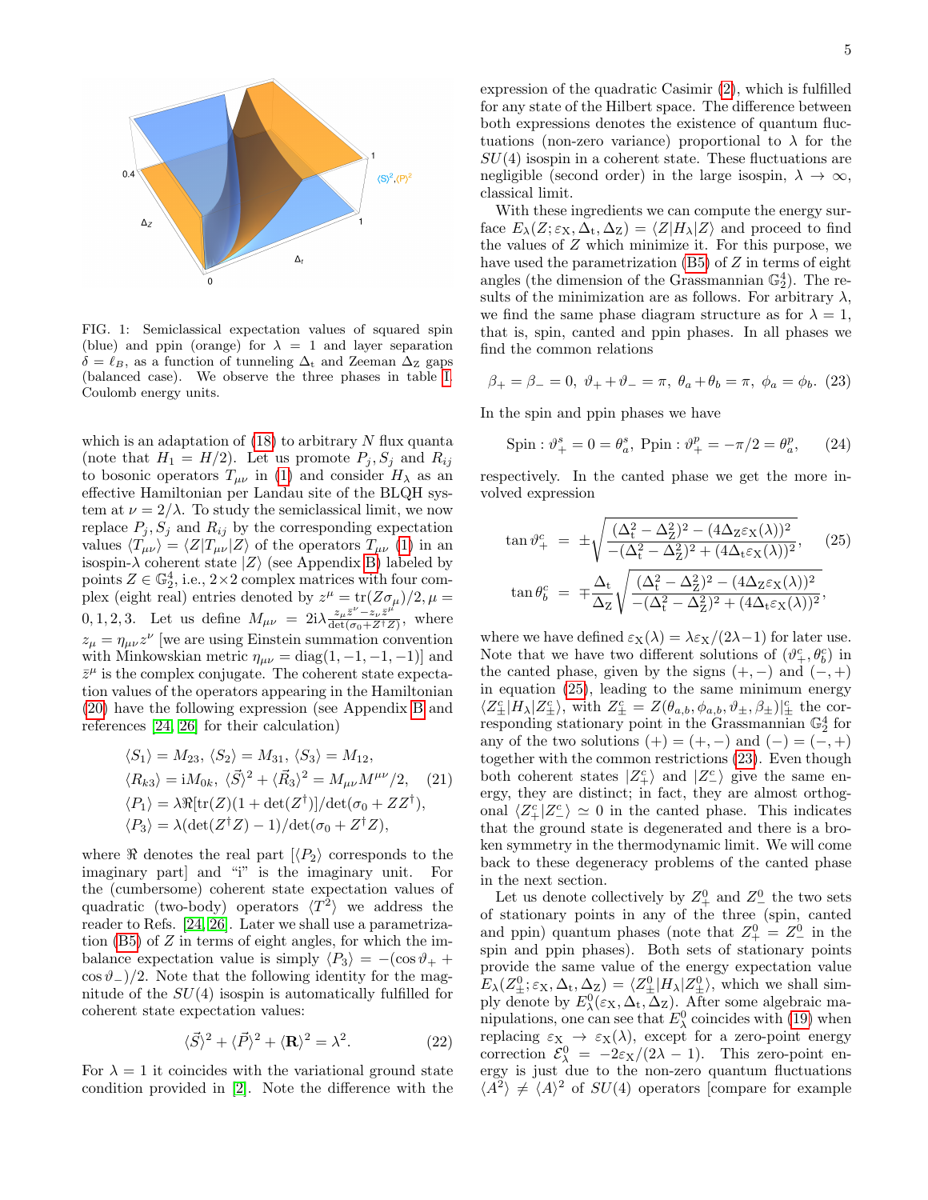FIG. 1: Semiclassical expectation values of squared spin (blue) and ppin (orange) for $\lambda = 1$ and layer separation $\delta = \ell_B$, as a function of tunneling $\Delta_t$ and Zeeman $\Delta_Z$ gaps (balanced case). We observe the three phases in table I. Coulomb energy units.

which is an adaptation of (18) to arbitrary $N$ flux quanta (note that $H_1 = H/2$). Let us promote $P_j, S_j$ and $R_{ij}$ to bosonic operators $T_{\mu\nu}$ in (1) and consider $H_\lambda$ as an effective Hamiltonian per Landau site of the BLQH system at $\nu = 2/\lambda$. To study the semiclassical limit, we now replace $P_j, S_j$ and $R_{ij}$ by the corresponding expectation values $\langle T_{\mu\nu}\rangle = \langle Z|T_{\mu\nu}|Z\rangle$ of the operators $T_{\mu\nu}$ (1) in an isospin-$\lambda$ coherent state $|Z\rangle$ (see Appendix B) labeled by points $Z \in \mathbb{G}_2^4$, i.e., $2\times 2$ complex matrices with four complex (eight real) entries denoted by $z^\mu = \mathrm{tr}(Z\sigma_\mu)/2, \mu = 0,1,2,3$. Let us define $M_{\mu\nu} = 2\mathrm{i}\lambda \frac{z_\mu \bar{z}^\nu - z_\nu \bar{z}^\mu}{\det(\sigma_0 + Z^\dagger Z)}$, where $z_\mu = \eta_{\mu\nu} z^\nu$ [we are using Einstein summation convention with Minkowskian metric $\eta_{\mu\nu} = \mathrm{diag}(1,-1,-1,-1)$] and $\bar{z}^\mu$ is the complex conjugate. The coherent state expectation values of the operators appearing in the Hamiltonian (20) have the following expression (see Appendix B and references [24, 26] for their calculation)

$$
\begin{aligned}
&\langle S_1\rangle = M_{23},\ \langle S_2\rangle = M_{31},\ \langle S_3\rangle = M_{12},\\
&\langle R_{k3}\rangle = \mathrm{i}M_{0k},\ \langle \vec{S}\rangle^2 + \langle \vec{R}_3\rangle^2 = M_{\mu\nu}M^{\mu\nu}/2, \qquad (21)\\
&\langle P_1\rangle = \lambda \Re[\mathrm{tr}(Z)(1+\det(Z^\dagger)]/\det(\sigma_0 + ZZ^\dagger),\\
&\langle P_3\rangle = \lambda(\det(Z^\dagger Z) - 1)/\det(\sigma_0 + Z^\dagger Z),
\end{aligned}
$$

where $\Re$ denotes the real part [$\langle P_2\rangle$ corresponds to the imaginary part] and "i" is the imaginary unit. For the (cumbersome) coherent state expectation values of quadratic (two-body) operators $\langle T^2\rangle$ we address the reader to Refs. [24, 26]. Later we shall use a parametrization (B5) of $Z$ in terms of eight angles, for which the imbalance expectation value is simply $\langle P_3\rangle = -(\cos\vartheta_+ + \cos\vartheta_-)/2$. Note that the following identity for the magnitude of the $SU(4)$ isospin is automatically fulfilled for coherent state expectation values:

$$
\langle \vec{S}\rangle^2 + \langle \vec{P}\rangle^2 + \langle \mathbf{R}\rangle^2 = \lambda^2. \qquad (22)
$$

For $\lambda = 1$ it coincides with the variational ground state condition provided in [2]. Note the difference with the expression of the quadratic Casimir (2), which is fulfilled for any state of the Hilbert space. The difference between both expressions denotes the existence of quantum fluctuations (non-zero variance) proportional to $\lambda$ for the $SU(4)$ isospin in a coherent state. These fluctuations are negligible (second order) in the large isospin, $\lambda \to \infty$, classical limit.

With these ingredients we can compute the energy surface $E_\lambda(Z; \varepsilon_X, \Delta_t, \Delta_Z) = \langle Z|H_\lambda|Z\rangle$ and proceed to find the values of $Z$ which minimize it. For this purpose, we have used the parametrization (B5) of $Z$ in terms of eight angles (the dimension of the Grassmannian $\mathbb{G}_2^4$). The results of the minimization are as follows. For arbitrary $\lambda$, we find the same phase diagram structure as for $\lambda = 1$, that is, spin, canted and ppin phases. In all phases we find the common relations

$$
\beta_+ = \beta_- = 0,\ \vartheta_+ + \vartheta_- = \pi,\ \theta_a + \theta_b = \pi,\ \phi_a = \phi_b. \quad (23)
$$

In the spin and ppin phases we have

$$
\text{Spin} : \vartheta_+^s = 0 = \theta_a^s,\ \text{Ppin} : \vartheta_+^p = -\pi/2 = \theta_a^p, \qquad (24)
$$

respectively. In the canted phase we get the more involved expression

$$
\begin{aligned}
\tan\vartheta_+^c &= \pm\sqrt{\frac{(\Delta_t^2 - \Delta_Z^2)^2 - (4\Delta_Z\varepsilon_X(\lambda))^2}{-(\Delta_t^2 - \Delta_Z^2)^2 + (4\Delta_t\varepsilon_X(\lambda))^2}}, \qquad (25)\\
\tan\theta_b^c &= \mp\frac{\Delta_t}{\Delta_Z}\sqrt{\frac{(\Delta_t^2 - \Delta_Z^2)^2 - (4\Delta_Z\varepsilon_X(\lambda))^2}{-(\Delta_t^2 - \Delta_Z^2)^2 + (4\Delta_t\varepsilon_X(\lambda))^2}},
\end{aligned}
$$

where we have defined $\varepsilon_X(\lambda) = \lambda\varepsilon_X/(2\lambda - 1)$ for later use. Note that we have two different solutions of $(\vartheta_+^c, \theta_b^c)$ in the canted phase, given by the signs $(+,-)$ and $(-,+)$ in equation (25), leading to the same minimum energy $\langle Z_\pm^c|H_\lambda|Z_\pm^c\rangle$, with $Z_\pm^c = Z(\theta_{a,b}, \phi_{a,b}, \vartheta_\pm, \beta_\pm)|_\pm^c$ the corresponding stationary point in the Grassmannian $\mathbb{G}_2^4$ for any of the two solutions $(+) = (+,-)$ and $(-) = (-,+)$ together with the common restrictions (23). Even though both coherent states $|Z_+^c\rangle$ and $|Z_-^c\rangle$ give the same energy, they are distinct; in fact, they are almost orthogonal $\langle Z_+^c|Z_-^c\rangle \simeq 0$ in the canted phase. This indicates that the ground state is degenerated and there is a broken symmetry in the thermodynamic limit. We will come back to these degeneracy problems of the canted phase in the next section.

Let us denote collectively by $Z_+^0$ and $Z_-^0$ the two sets of stationary points in any of the three (spin, canted and ppin) quantum phases (note that $Z_+^0 = Z_-^0$ in the spin and ppin phases). Both sets of stationary points provide the same value of the energy expectation value $E_\lambda(Z_\pm^0; \varepsilon_X, \Delta_t, \Delta_Z) = \langle Z_\pm^0|H_\lambda|Z_\pm^0\rangle$, which we shall simply denote by $E_\lambda^0(\varepsilon_X, \Delta_t, \Delta_Z)$. After some algebraic manipulations, one can see that $E_\lambda^0$ coincides with (19) when replacing $\varepsilon_X \to \varepsilon_X(\lambda)$, except for a zero-point energy correction $\mathcal{E}_\lambda^0 = -2\varepsilon_X/(2\lambda - 1)$. This zero-point energy is just due to the non-zero quantum fluctuations $\langle A^2\rangle \neq \langle A\rangle^2$ of $SU(4)$ operators [compare for example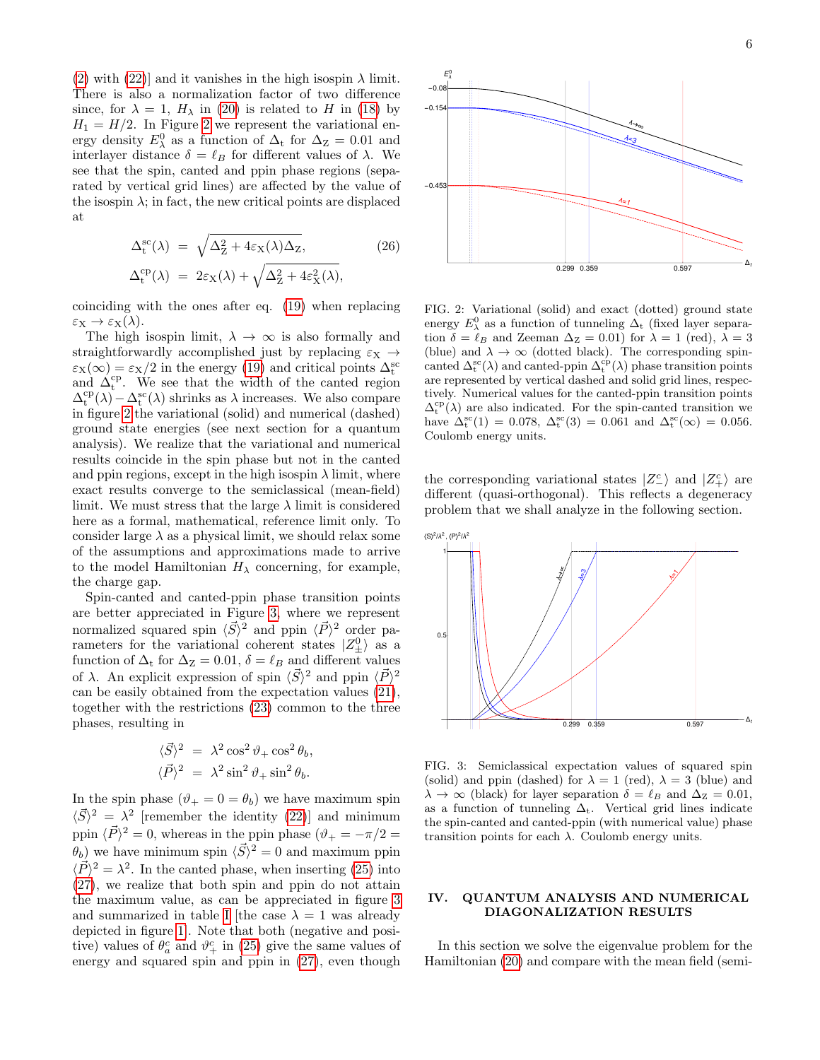(2) with (22)] and it vanishes in the high isospin $\lambda$ limit. There is also a normalization factor of two difference since, for $\lambda = 1$, $H_\lambda$ in (20) is related to $H$ in (18) by $H_1 = H/2$. In Figure 2 we represent the variational energy density $E^0_\lambda$ as a function of $\Delta_t$ for $\Delta_Z = 0.01$ and interlayer distance $\delta = \ell_B$ for different values of $\lambda$. We see that the spin, canted and ppin phase regions (separated by vertical grid lines) are affected by the value of the isospin $\lambda$; in fact, the new critical points are displaced at

$$
\begin{aligned}
\Delta_t^{sc}(\lambda) &= \sqrt{\Delta_Z^2 + 4\varepsilon_X(\lambda)\Delta_Z}, \\
\Delta_t^{cp}(\lambda) &= 2\varepsilon_X(\lambda) + \sqrt{\Delta_Z^2 + 4\varepsilon_X^2(\lambda)},
\end{aligned}
\tag{26}
$$

coinciding with the ones after eq. (19) when replacing $\varepsilon_X \to \varepsilon_X(\lambda)$.

The high isospin limit, $\lambda \to \infty$ is also formally and straightforwardly accomplished just by replacing $\varepsilon_X \to \varepsilon_X(\infty) = \varepsilon_X/2$ in the energy (19) and critical points $\Delta_t^{sc}$ and $\Delta_t^{cp}$. We see that the width of the canted region $\Delta_t^{cp}(\lambda) - \Delta_t^{sc}(\lambda)$ shrinks as $\lambda$ increases. We also compare in figure 2 the variational (solid) and numerical (dashed) ground state energies (see next section for a quantum analysis). We realize that the variational and numerical results coincide in the spin phase but not in the canted and ppin regions, except in the high isospin $\lambda$ limit, where exact results converge to the semiclassical (mean-field) limit. We must stress that the large $\lambda$ limit is considered here as a formal, mathematical, reference limit only. To consider large $\lambda$ as a physical limit, we should relax some of the assumptions and approximations made to arrive to the model Hamiltonian $H_\lambda$ concerning, for example, the charge gap.

Spin-canted and canted-ppin phase transition points are better appreciated in Figure 3, where we represent normalized squared spin $\langle\vec{S}\rangle^2$ and ppin $\langle\vec{P}\rangle^2$ order parameters for the variational coherent states $|Z^0_\pm\rangle$ as a function of $\Delta_t$ for $\Delta_Z = 0.01$, $\delta = \ell_B$ and different values of $\lambda$. An explicit expression of spin $\langle\vec{S}\rangle^2$ and ppin $\langle\vec{P}\rangle^2$ can be easily obtained from the expectation values (21), together with the restrictions (23) common to the three phases, resulting in

$$
\begin{aligned}
\langle\vec{S}\rangle^2 &= \lambda^2\cos^2\vartheta_+ + \cos^2\theta_b, \\
\langle\vec{P}\rangle^2 &= \lambda^2\sin^2\vartheta_+ + \sin^2\theta_b.
\end{aligned}
$$

In the spin phase ($\vartheta_+ = 0 = \theta_b$) we have maximum spin $\langle\vec{S}\rangle^2 = \lambda^2$ [remember the identity (22)] and minimum ppin $\langle\vec{P}\rangle^2 = 0$, whereas in the ppin phase ($\vartheta_+ = -\pi/2 = \theta_b$) we have minimum spin $\langle\vec{S}\rangle^2 = 0$ and maximum ppin $\langle\vec{P}\rangle^2 = \lambda^2$. In the canted phase, when inserting (25) into (27), we realize that both spin and ppin do not attain the maximum value, as can be appreciated in figure 3 and summarized in table I [the case $\lambda = 1$ was already depicted in figure 1]. Note that both (negative and positive) values of $\theta_a^c$ and $\vartheta_+^c$ in (25) give the same values of energy and squared spin and ppin in (27), even though the corresponding variational states $|Z^c_-\rangle$ and $|Z^c_+\rangle$ are different (quasi-orthogonal). This reflects a degeneracy problem that we shall analyze in the following section.

FIG. 2: Variational (solid) and exact (dotted) ground state energy $E^0_\lambda$ as a function of tunneling $\Delta_t$ (fixed layer separation $\delta = \ell_B$ and Zeeman $\Delta_Z = 0.01$) for $\lambda = 1$ (red), $\lambda = 3$ (blue) and $\lambda \to \infty$ (dotted black). The corresponding spin-canted $\Delta_t^{sc}(\lambda)$ and canted-ppin $\Delta_t^{cp}(\lambda)$ phase transition points are represented by vertical dashed and solid grid lines, respectively. Numerical values for the canted-ppin transition points $\Delta_t^{cp}(\lambda)$ are also indicated. For the spin-canted transition we have $\Delta_t^{sc}(1) = 0.078$, $\Delta_t^{sc}(3) = 0.061$ and $\Delta_t^{sc}(\infty) = 0.056$. Coulomb energy units.

FIG. 3: Semiclassical expectation values of squared spin (solid) and ppin (dashed) for $\lambda = 1$ (red), $\lambda = 3$ (blue) and $\lambda \to \infty$ (black) for layer separation $\delta = \ell_B$ and $\Delta_Z = 0.01$, as a function of tunneling $\Delta_t$. Vertical grid lines indicate the spin-canted and canted-ppin (with numerical value) phase transition points for each $\lambda$. Coulomb energy units.

## IV. QUANTUM ANALYSIS AND NUMERICAL DIAGONALIZATION RESULTS

In this section we solve the eigenvalue problem for the Hamiltonian (20) and compare with the mean field (semi-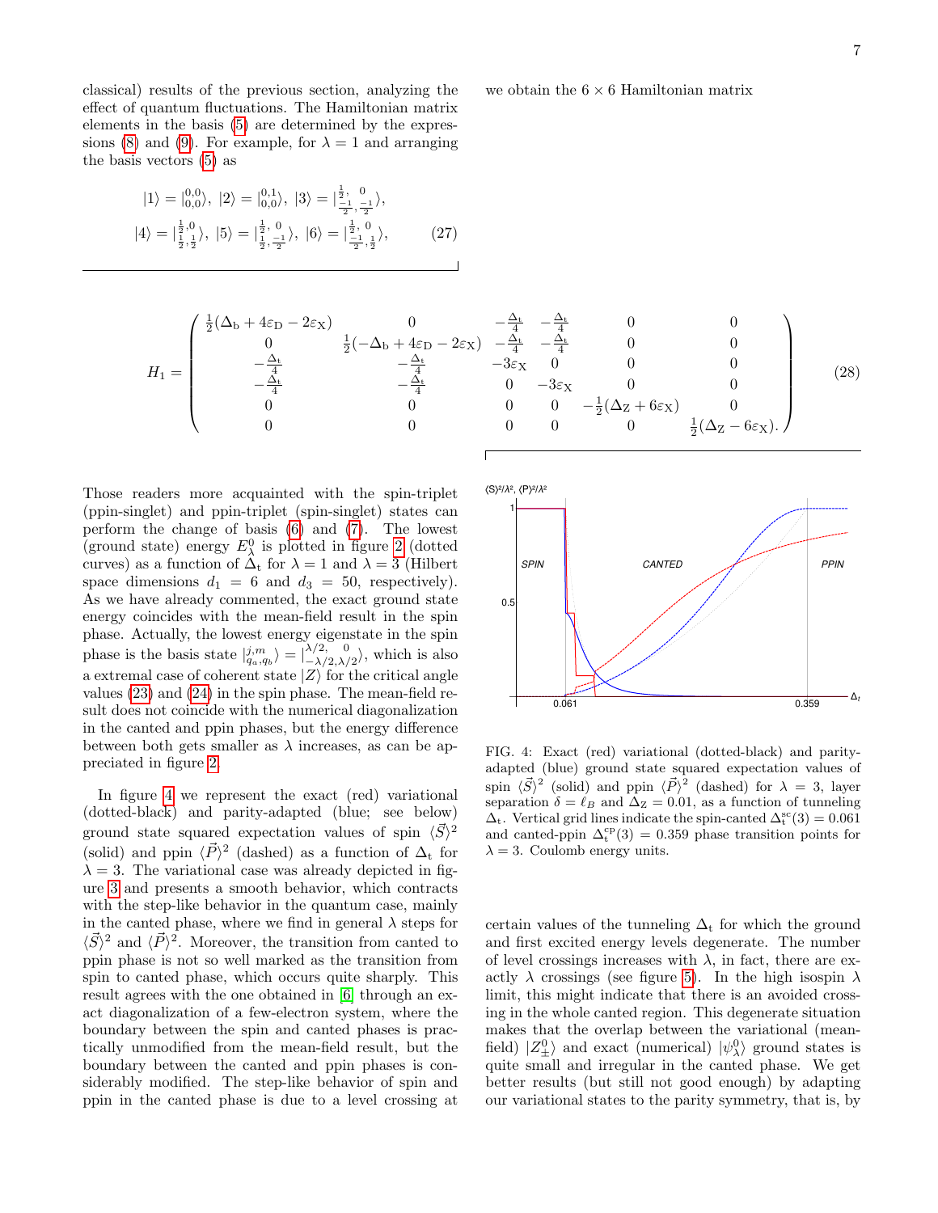classical) results of the previous section, analyzing the effect of quantum fluctuations. The Hamiltonian matrix elements in the basis (5) are determined by the expressions (8) and (9). For example, for $\lambda = 1$ and arranging the basis vectors (5) as

$$|1\rangle = |^{0,0}_{0,0}\rangle,\ |2\rangle = |^{0,1}_{0,0}\rangle,\ |3\rangle = |^{\frac{1}{2},\ \ 0}_{\frac{-1}{2},\frac{-1}{2}}\rangle,$$
$$|4\rangle = |^{\frac{1}{2},0}_{\frac{1}{2},\frac{1}{2}}\rangle,\ |5\rangle = |^{\frac{1}{2},\ 0}_{\frac{1}{2},\frac{-1}{2}}\rangle,\ |6\rangle = |^{\frac{1}{2},\ 0}_{\frac{-1}{2},\frac{1}{2}}\rangle, \tag{27}$$

we obtain the $6\times 6$ Hamiltonian matrix

$$H_1 = \begin{pmatrix} \frac{1}{2}(\Delta_\mathrm{b} + 4\varepsilon_\mathrm{D} - 2\varepsilon_\mathrm{X}) & 0 & -\frac{\Delta_\mathrm{t}}{4} & -\frac{\Delta_\mathrm{t}}{4} & 0 & 0 \\ 0 & \frac{1}{2}(-\Delta_\mathrm{b} + 4\varepsilon_\mathrm{D} - 2\varepsilon_\mathrm{X}) & -\frac{\Delta_\mathrm{t}}{4} & -\frac{\Delta_\mathrm{t}}{4} & 0 & 0 \\ -\frac{\Delta_\mathrm{t}}{4} & -\frac{\Delta_\mathrm{t}}{4} & -3\varepsilon_\mathrm{X} & 0 & 0 & 0 \\ -\frac{\Delta_\mathrm{t}}{4} & -\frac{\Delta_\mathrm{t}}{4} & 0 & -3\varepsilon_\mathrm{X} & 0 & 0 \\ 0 & 0 & 0 & 0 & -\frac{1}{2}(\Delta_\mathrm{Z} + 6\varepsilon_\mathrm{X}) & 0 \\ 0 & 0 & 0 & 0 & 0 & \frac{1}{2}(\Delta_\mathrm{Z} - 6\varepsilon_\mathrm{X}). \end{pmatrix} \tag{28}$$

Those readers more acquainted with the spin-triplet (ppin-singlet) and ppin-triplet (spin-singlet) states can perform the change of basis (6) and (7). The lowest (ground state) energy $E^0_\lambda$ is plotted in figure 2 (dotted curves) as a function of $\Delta_\mathrm{t}$ for $\lambda = 1$ and $\lambda = 3$ (Hilbert space dimensions $d_1 = 6$ and $d_3 = 50$, respectively). As we have already commented, the exact ground state energy coincides with the mean-field result in the spin phase. Actually, the lowest energy eigenstate in the spin phase is the basis state $|^{j,m}_{q_a,q_b}\rangle = |^{\lambda/2,\ \ 0}_{-\lambda/2,\lambda/2}\rangle$, which is also a extremal case of coherent state $|Z\rangle$ for the critical angle values (23) and (24) in the spin phase. The mean-field result does not coincide with the numerical diagonalization in the canted and ppin phases, but the energy difference between both gets smaller as $\lambda$ increases, as can be appreciated in figure 2.

In figure 4 we represent the exact (red) variational (dotted-black) and parity-adapted (blue; see below) ground state squared expectation values of spin $\langle\vec{S}\rangle^2$ (solid) and ppin $\langle\vec{P}\rangle^2$ (dashed) as a function of $\Delta_\mathrm{t}$ for $\lambda = 3$. The variational case was already depicted in figure 3 and presents a smooth behavior, which contracts with the step-like behavior in the quantum case, mainly in the canted phase, where we find in general $\lambda$ steps for $\langle\vec{S}\rangle^2$ and $\langle\vec{P}\rangle^2$. Moreover, the transition from canted to ppin phase is not so well marked as the transition from spin to canted phase, which occurs quite sharply. This result agrees with the one obtained in [6] through an exact diagonalization of a few-electron system, where the boundary between the spin and canted phases is practically unmodified from the mean-field result, but the boundary between the canted and ppin phases is considerably modified. The step-like behavior of spin and ppin in the canted phase is due to a level crossing at certain values of the tunneling $\Delta_\mathrm{t}$ for which the ground and first excited energy levels degenerate. The number of level crossings increases with $\lambda$, in fact, there are exactly $\lambda$ crossings (see figure 5). In the high isospin $\lambda$ limit, this might indicate that there is an avoided crossing in the whole canted region. This degenerate situation makes that the overlap between the variational (mean-field) $|Z^0_\pm\rangle$ and exact (numerical) $|\psi^0_\lambda\rangle$ ground states is quite small and irregular in the canted phase. We get better results (but still not good enough) by adapting our variational states to the parity symmetry, that is, by

FIG. 4: Exact (red) variational (dotted-black) and parity-adapted (blue) ground state squared expectation values of spin $\langle\vec{S}\rangle^2$ (solid) and ppin $\langle\vec{P}\rangle^2$ (dashed) for $\lambda = 3$, layer separation $\delta = \ell_B$ and $\Delta_\mathrm{Z} = 0.01$, as a function of tunneling $\Delta_\mathrm{t}$. Vertical grid lines indicate the spin-canted $\Delta^{\mathrm{sc}}_\mathrm{t}(3) = 0.061$ and canted-ppin $\Delta^{\mathrm{cp}}_\mathrm{t}(3) = 0.359$ phase transition points for $\lambda = 3$. Coulomb energy units.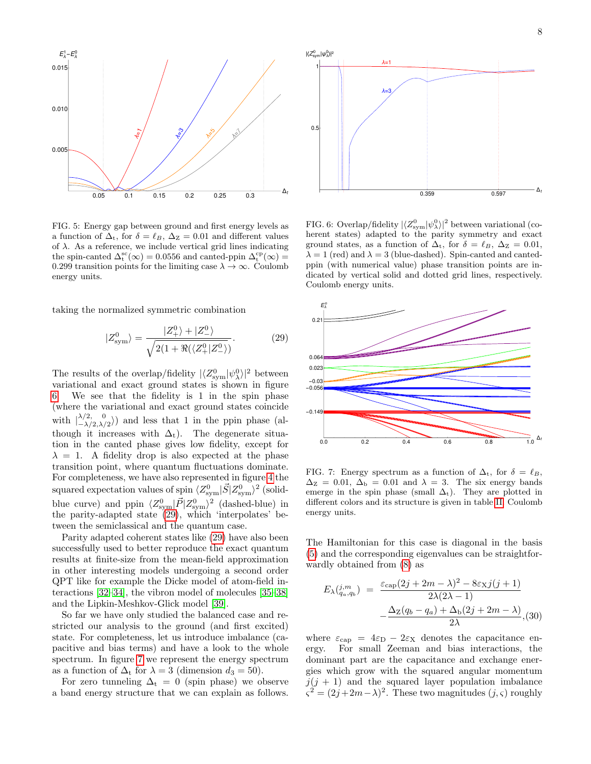FIG. 5: Energy gap between ground and first energy levels as a function of $\Delta_t$, for $\delta = \ell_B$, $\Delta_Z = 0.01$ and different values of $\lambda$. As a reference, we include vertical grid lines indicating the spin-canted $\Delta_t^{sc}(\infty) = 0.0556$ and canted-ppin $\Delta_t^{cp}(\infty) = 0.299$ transition points for the limiting case $\lambda \to \infty$. Coulomb energy units.

FIG. 6: Overlap/fidelity $|\langle Z^0_{sym}|\psi^0_\lambda\rangle|^2$ between variational (coherent states) adapted to the parity symmetry and exact ground states, as a function of $\Delta_t$, for $\delta = \ell_B$, $\Delta_Z = 0.01$, $\lambda = 1$ (red) and $\lambda = 3$ (blue-dashed). Spin-canted and canted-ppin (with numerical value) phase transition points are indicated by vertical solid and dotted grid lines, respectively. Coulomb energy units.

taking the normalized symmetric combination

$$|Z^0_{sym}\rangle = \frac{|Z^0_+\rangle + |Z^0_-\rangle}{\sqrt{2(1 + \Re(\langle Z^0_+|Z^0_-\rangle)}}. \quad (29)$$

The results of the overlap/fidelity $|\langle Z^0_{sym}|\psi^0_\lambda\rangle|^2$ between variational and exact ground states is shown in figure 6. We see that the fidelity is 1 in the spin phase (where the variational and exact ground states coincide with $|{}^{\lambda/2,\ \ 0}_{-\lambda/2,\lambda/2}\rangle$) and less that 1 in the ppin phase (although it increases with $\Delta_t$). The degenerate situation in the canted phase gives low fidelity, except for $\lambda = 1$. A fidelity drop is also expected at the phase transition point, where quantum fluctuations dominate. For completeness, we have also represented in figure 4 the squared expectation values of spin $\langle Z^0_{sym}|\vec{S}|Z^0_{sym}\rangle^2$ (solid-blue curve) and ppin $\langle Z^0_{sym}|\vec{P}|Z^0_{sym}\rangle^2$ (dashed-blue) in the parity-adapted state (29), which 'interpolates' between the semiclassical and the quantum case.

Parity adapted coherent states like (29) have also been successfully used to better reproduce the exact quantum results at finite-size from the mean-field approximation in other interesting models undergoing a second order QPT like for example the Dicke model of atom-field interactions [32–34], the vibron model of molecules [35–38] and the Lipkin-Meshkov-Glick model [39].

So far we have only studied the balanced case and restricted our analysis to the ground (and first excited) state. For completeness, let us introduce imbalance (capacitive and bias terms) and have a look to the whole spectrum. In figure 7 we represent the energy spectrum as a function of $\Delta_t$ for $\lambda = 3$ (dimension $d_3 = 50$).

For zero tunneling $\Delta_t = 0$ (spin phase) we observe a band energy structure that we can explain as follows.

FIG. 7: Energy spectrum as a function of $\Delta_t$, for $\delta = \ell_B$, $\Delta_Z = 0.01$, $\Delta_b = 0.01$ and $\lambda = 3$. The six energy bands emerge in the spin phase (small $\Delta_t$). They are plotted in different colors and its structure is given in table II. Coulomb energy units.

The Hamiltonian for this case is diagonal in the basis (5) and the corresponding eigenvalues can be straightforwardly obtained from (8) as

$$E_\lambda\left({}^{j,m}_{q_a,q_b}\right) = \frac{\varepsilon_{cap}(2j + 2m - \lambda)^2 - 8\varepsilon_X j(j+1)}{2\lambda(2\lambda - 1)} - \frac{\Delta_Z(q_b - q_a) + \Delta_b(2j + 2m - \lambda)}{2\lambda}, \quad (30)$$

where $\varepsilon_{cap} = 4\varepsilon_D - 2\varepsilon_X$ denotes the capacitance energy. For small Zeeman and bias interactions, the dominant part are the capacitance and exchange energies which grow with the squared angular momentum $j(j+1)$ and the squared layer population imbalance $\varsigma^2 = (2j+2m-\lambda)^2$. These two magnitudes $(j, \varsigma)$ roughly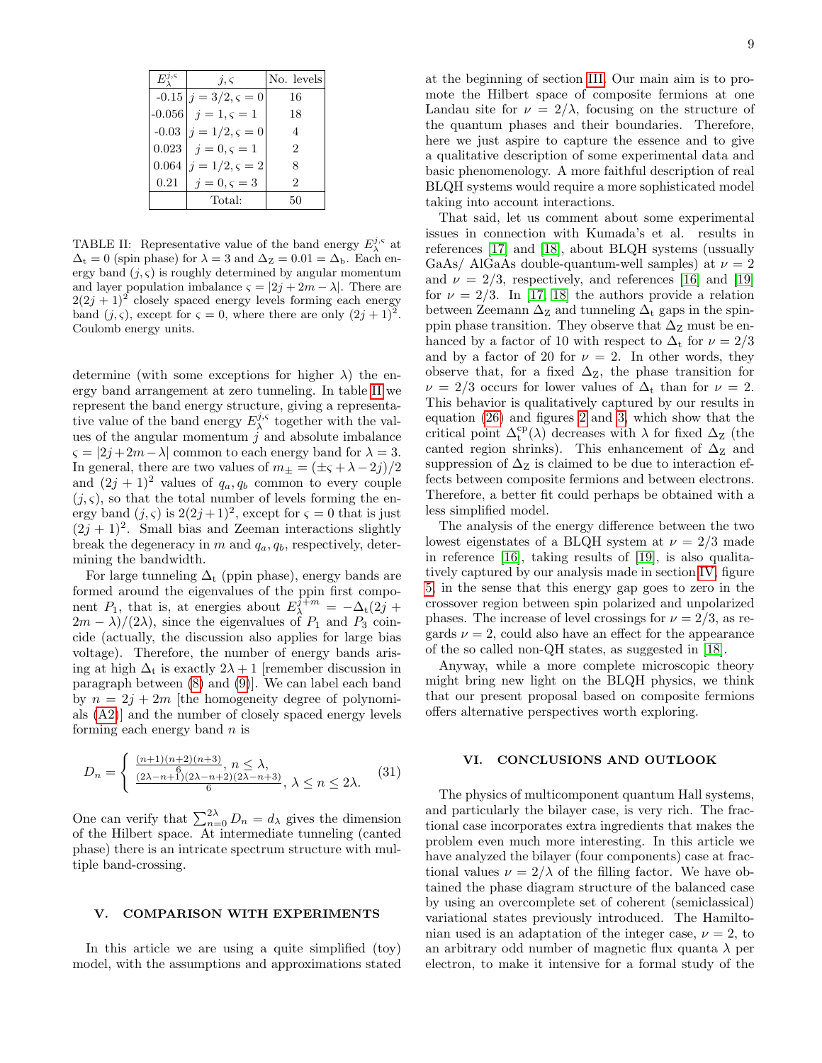| $E_\lambda^{j,\varsigma}$ | $j,\varsigma$ | No. levels |
|---|---|---|
| -0.15 | $j=3/2,\varsigma=0$ | 16 |
| -0.056 | $j=1,\varsigma=1$ | 18 |
| -0.03 | $j=1/2,\varsigma=0$ | 4 |
| 0.023 | $j=0,\varsigma=1$ | 2 |
| 0.064 | $j=1/2,\varsigma=2$ | 8 |
| 0.21 | $j=0,\varsigma=3$ | 2 |
| | Total: | 50 |

TABLE II: Representative value of the band energy $E_\lambda^{j,\varsigma}$ at $\Delta_{\rm t}=0$ (spin phase) for $\lambda=3$ and $\Delta_{\rm Z}=0.01=\Delta_{\rm b}$. Each energy band $(j,\varsigma)$ is roughly determined by angular momentum and layer population imbalance $\varsigma=|2j+2m-\lambda|$. There are $2(2j+1)^2$ closely spaced energy levels forming each energy band $(j,\varsigma)$, except for $\varsigma=0$, where there are only $(2j+1)^2$. Coulomb energy units.

determine (with some exceptions for higher $\lambda$) the energy band arrangement at zero tunneling. In table II we represent the band energy structure, giving a representative value of the band energy $E_\lambda^{j,\varsigma}$ together with the values of the angular momentum $j$ and absolute imbalance $\varsigma=|2j+2m-\lambda|$ common to each energy band for $\lambda=3$. In general, there are two values of $m_\pm=(\pm\varsigma+\lambda-2j)/2$ and $(2j+1)^2$ values of $q_a,q_b$ common to every couple $(j,\varsigma)$, so that the total number of levels forming the energy band $(j,\varsigma)$ is $2(2j+1)^2$, except for $\varsigma=0$ that is just $(2j+1)^2$. Small bias and Zeeman interactions slightly break the degeneracy in $m$ and $q_a,q_b$, respectively, determining the bandwidth.

For large tunneling $\Delta_{\rm t}$ (ppin phase), energy bands are formed around the eigenvalues of the ppin first component $P_1$, that is, at energies about $E_\lambda^{j+m}=-\Delta_{\rm t}(2j+2m-\lambda)/(2\lambda)$, since the eigenvalues of $P_1$ and $P_3$ coincide (actually, the discussion also applies for large bias voltage). Therefore, the number of energy bands arising at high $\Delta_{\rm t}$ is exactly $2\lambda+1$ [remember discussion in paragraph between (8) and (9)]. We can label each band by $n=2j+2m$ [the homogeneity degree of polynomials (A2)] and the number of closely spaced energy levels forming each energy band $n$ is

$$D_n=\begin{cases}\frac{(n+1)(n+2)(n+3)}{6},\ n\leq\lambda,\\ \frac{(2\lambda-n+1)(2\lambda-n+2)(2\lambda-n+3)}{6},\ \lambda\leq n\leq 2\lambda.\end{cases}\tag{31}$$

One can verify that $\sum_{n=0}^{2\lambda}D_n=d_\lambda$ gives the dimension of the Hilbert space. At intermediate tunneling (canted phase) there is an intricate spectrum structure with multiple band-crossing.

## V. COMPARISON WITH EXPERIMENTS

In this article we are using a quite simplified (toy) model, with the assumptions and approximations stated at the beginning of section III. Our main aim is to promote the Hilbert space of composite fermions at one Landau site for $\nu=2/\lambda$, focusing on the structure of the quantum phases and their boundaries. Therefore, here we just aspire to capture the essence and to give a qualitative description of some experimental data and basic phenomenology. A more faithful description of real BLQH systems would require a more sophisticated model taking into account interactions.

That said, let us comment about some experimental issues in connection with Kumada's et al. results in references [17] and [18], about BLQH systems (ussually GaAs/ AlGaAs double-quantum-well samples) at $\nu=2$ and $\nu=2/3$, respectively, and references [16] and [19] for $\nu=2/3$. In [17, 18] the authors provide a relation between Zeemann $\Delta_{\rm Z}$ and tunneling $\Delta_{\rm t}$ gaps in the spin-ppin phase transition. They observe that $\Delta_{\rm Z}$ must be enhanced by a factor of 10 with respect to $\Delta_{\rm t}$ for $\nu=2/3$ and by a factor of 20 for $\nu=2$. In other words, they observe that, for a fixed $\Delta_{\rm Z}$, the phase transition for $\nu=2/3$ occurs for lower values of $\Delta_{\rm t}$ than for $\nu=2$. This behavior is qualitatively captured by our results in equation (26) and figures 2 and 3, which show that the critical point $\Delta_{\rm t}^{\rm cp}(\lambda)$ decreases with $\lambda$ for fixed $\Delta_{\rm Z}$ (the canted region shrinks). This enhancement of $\Delta_{\rm Z}$ and suppression of $\Delta_{\rm Z}$ is claimed to be due to interaction effects between composite fermions and between electrons. Therefore, a better fit could perhaps be obtained with a less simplified model.

The analysis of the energy difference between the two lowest eigenstates of a BLQH system at $\nu=2/3$ made in reference [16], taking results of [19], is also qualitatively captured by our analysis made in section IV, figure 5, in the sense that this energy gap goes to zero in the crossover region between spin polarized and unpolarized phases. The increase of level crossings for $\nu=2/3$, as regards $\nu=2$, could also have an effect for the appearance of the so called non-QH states, as suggested in [18].

Anyway, while a more complete microscopic theory might bring new light on the BLQH physics, we think that our present proposal based on composite fermions offers alternative perspectives worth exploring.

## VI. CONCLUSIONS AND OUTLOOK

The physics of multicomponent quantum Hall systems, and particularly the bilayer case, is very rich. The fractional case incorporates extra ingredients that makes the problem even much more interesting. In this article we have analyzed the bilayer (four components) case at fractional values $\nu=2/\lambda$ of the filling factor. We have obtained the phase diagram structure of the balanced case by using an overcomplete set of coherent (semiclassical) variational states previously introduced. The Hamiltonian used is an adaptation of the integer case, $\nu=2$, to an arbitrary odd number of magnetic flux quanta $\lambda$ per electron, to make it intensive for a formal study of the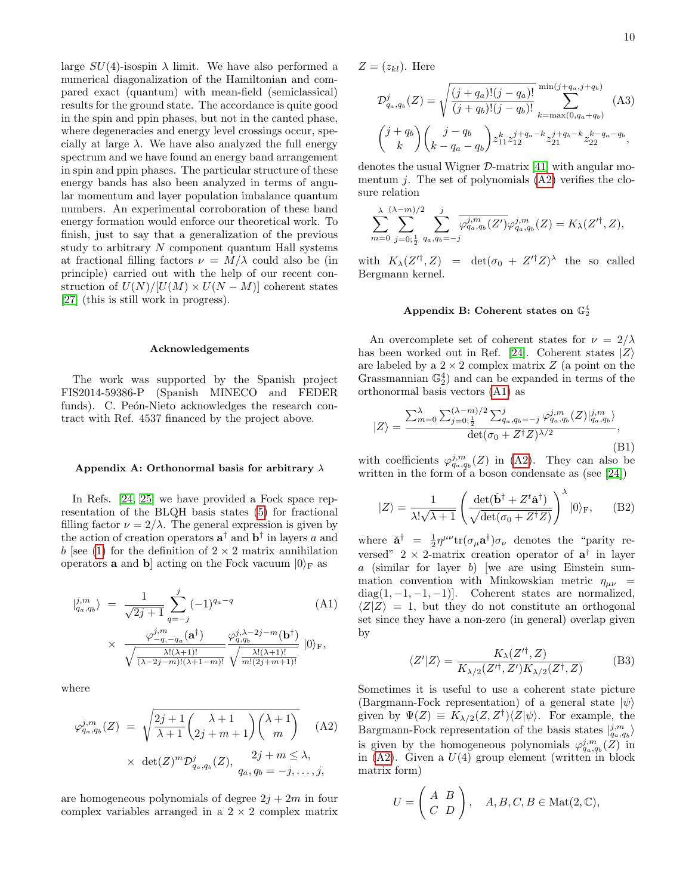large $SU(4)$-isospin $\lambda$ limit. We have also performed a numerical diagonalization of the Hamiltonian and compared exact (quantum) with mean-field (semiclassical) results for the ground state. The accordance is quite good in the spin and ppin phases, but not in the canted phase, where degeneracies and energy level crossings occur, specially at large $\lambda$. We have also analyzed the full energy spectrum and we have found an energy band arrangement in spin and ppin phases. The particular structure of these energy bands has also been analyzed in terms of angular momentum and layer population imbalance quantum numbers. An experimental corroboration of these band energy formation would enforce our theoretical work. To finish, just to say that a generalization of the previous study to arbitrary $N$ component quantum Hall systems at fractional filling factors $\nu = M/\lambda$ could also be (in principle) carried out with the help of our recent construction of $U(N)/[U(M)\times U(N-M)]$ coherent states [27] (this is still work in progress).

### Acknowledgements

The work was supported by the Spanish project FIS2014-59386-P (Spanish MINECO and FEDER funds). C. Peón-Nieto acknowledges the research contract with Ref. 4537 financed by the project above.

### Appendix A: Orthonormal basis for arbitrary $\lambda$

In Refs. [24, 25] we have provided a Fock space representation of the BLQH basis states (5) for fractional filling factor $\nu = 2/\lambda$. The general expression is given by the action of creation operators $\mathbf{a}^\dagger$ and $\mathbf{b}^\dagger$ in layers $a$ and $b$ [see (1) for the definition of $2\times 2$ matrix annihilation operators $\mathbf{a}$ and $\mathbf{b}$] acting on the Fock vacuum $|0\rangle_{\rm F}$ as

$$
\begin{aligned}
|{}^{j,m}_{q_a,q_b}\rangle &= \frac{1}{\sqrt{2j+1}}\sum_{q=-j}^{j}(-1)^{q_a-q} \qquad \text{(A1)}\\
&\times \frac{\varphi^{j,m}_{-q,-q_a}(\mathbf{a}^\dagger)}{\sqrt{\frac{\lambda!(\lambda+1)!}{(\lambda-2j-m)!(\lambda+1-m)!}}}\frac{\varphi^{j,\lambda-2j-m}_{q,q_b}(\mathbf{b}^\dagger)}{\sqrt{\frac{\lambda!(\lambda+1)!}{m!(2j+m+1)!}}}\,|0\rangle_{\rm F},
\end{aligned}
$$

where

$$
\begin{aligned}
\varphi^{j,m}_{q_a,q_b}(Z) &= \sqrt{\frac{2j+1}{\lambda+1}\binom{\lambda+1}{2j+m+1}\binom{\lambda+1}{m}} \qquad \text{(A2)}\\
&\times \det(Z)^m \mathcal{D}^j_{q_a,q_b}(Z), \quad \begin{array}{c} 2j+m\leq\lambda, \\ q_a,q_b=-j,\dots,j,\end{array}
\end{aligned}
$$

are homogeneous polynomials of degree $2j+2m$ in four complex variables arranged in a $2\times 2$ complex matrix $Z=(z_{kl})$. Here

$$
\begin{aligned}
\mathcal{D}^j_{q_a,q_b}(Z) &= \sqrt{\frac{(j+q_a)!(j-q_a)!}{(j+q_b)!(j-q_b)!}}\sum_{k=\max(0,q_a+q_b)}^{\min(j+q_a,j+q_b)} \qquad \text{(A3)}\\
&\binom{j+q_b}{k}\binom{j-q_b}{k-q_a-q_b} z_{11}^k z_{12}^{j+q_a-k} z_{21}^{j+q_b-k} z_{22}^{k-q_a-q_b},
\end{aligned}
$$

denotes the usual Wigner $\mathcal{D}$-matrix [41] with angular momentum $j$. The set of polynomials (A2) verifies the closure relation

$$
\sum_{m=0}^{\lambda}\sum_{j=0;\frac{1}{2}}^{(\lambda-m)/2}\sum_{q_a,q_b=-j}^{j}\overline{\varphi^{j,m}_{q_a,q_b}(Z')}\varphi^{j,m}_{q_a,q_b}(Z) = K_\lambda(Z'^\dagger,Z),
$$

with $K_\lambda(Z'^\dagger,Z) = \det(\sigma_0+Z'^\dagger Z)^\lambda$ the so called Bergmann kernel.

### Appendix B: Coherent states on $\mathbb{G}^4_2$

An overcomplete set of coherent states for $\nu=2/\lambda$ has been worked out in Ref. [24]. Coherent states $|Z\rangle$ are labeled by a $2\times 2$ complex matrix $Z$ (a point on the Grassmannian $\mathbb{G}^4_2$) and can be expanded in terms of the orthonormal basis vectors (A1) as

$$
|Z\rangle = \frac{\sum_{m=0}^{\lambda}\sum_{j=0;\frac{1}{2}}^{(\lambda-m)/2}\sum_{q_a,q_b=-j}^{j}\varphi^{j,m}_{q_a,q_b}(Z)|{}^{j,m}_{q_a,q_b}\rangle}{\det(\sigma_0+Z^\dagger Z)^{\lambda/2}}, \qquad \text{(B1)}
$$

with coefficients $\varphi^{j,m}_{q_a,q_b}(Z)$ in (A2). They can also be written in the form of a boson condensate as (see [24])

$$
|Z\rangle = \frac{1}{\lambda!\sqrt{\lambda+1}}\left(\frac{\det(\check{\mathbf{b}}^\dagger+Z^t\check{\mathbf{a}}^\dagger)}{\sqrt{\det(\sigma_0+Z^\dagger Z)}}\right)^\lambda |0\rangle_{\rm F}, \qquad \text{(B2)}
$$

where $\check{\mathbf{a}}^\dagger = \frac{1}{2}\eta^{\mu\nu}\mathrm{tr}(\sigma_\mu\mathbf{a}^\dagger)\sigma_\nu$ denotes the "parity reversed" $2\times 2$-matrix creation operator of $\mathbf{a}^\dagger$ in layer $a$ (similar for layer $b$) [we are using Einstein summation convention with Minkowskian metric $\eta_{\mu\nu} = \mathrm{diag}(1,-1,-1,-1)$]. Coherent states are normalized, $\langle Z|Z\rangle = 1$, but they do not constitute an orthogonal set since they have a non-zero (in general) overlap given by

$$
\langle Z'|Z\rangle = \frac{K_\lambda(Z'^\dagger,Z)}{K_{\lambda/2}(Z'^\dagger,Z')K_{\lambda/2}(Z^\dagger,Z)} \qquad \text{(B3)}
$$

Sometimes it is useful to use a coherent state picture (Bargmann-Fock representation) of a general state $|\psi\rangle$ given by $\Psi(Z)\equiv K_{\lambda/2}(Z,Z^\dagger)\langle Z|\psi\rangle$. For example, the Bargmann-Fock representation of the basis states $|{}^{j,m}_{q_a,q_b}\rangle$ is given by the homogeneous polynomials $\varphi^{j,m}_{q_a,q_b}(Z)$ in in (A2). Given a $U(4)$ group element (written in block matrix form)

$$
U = \begin{pmatrix} A & B \\ C & D\end{pmatrix}, \quad A,B,C,B\in \mathrm{Mat}(2,\mathbb{C}),
$$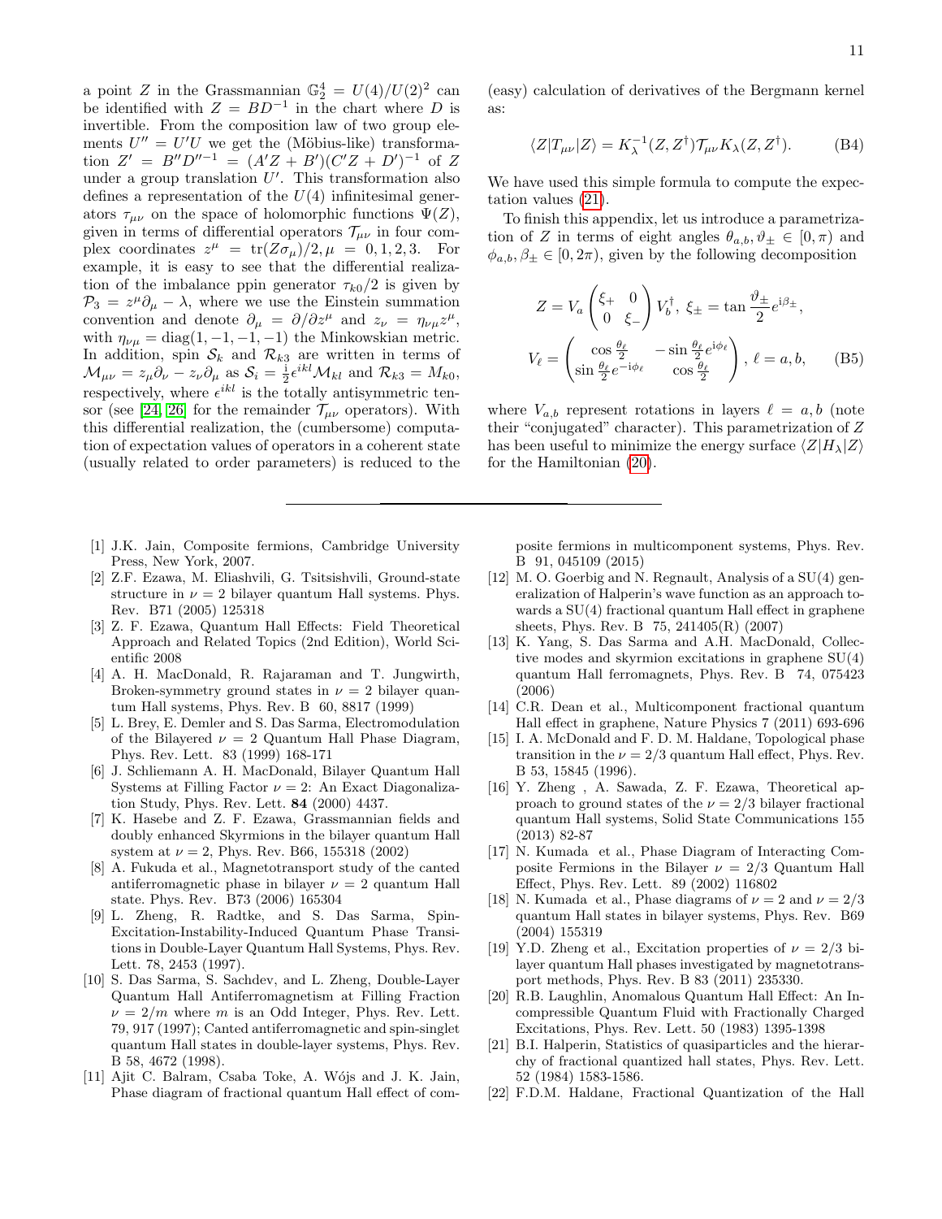a point $Z$ in the Grassmannian $\mathbb{G}_2^4 = U(4)/U(2)^2$ can be identified with $Z = BD^{-1}$ in the chart where $D$ is invertible. From the composition law of two group elements $U'' = U'U$ we get the (Möbius-like) transformation $Z' = B''D''^{-1} = (A'Z + B')(C'Z + D')^{-1}$ of $Z$ under a group translation $U'$. This transformation also defines a representation of the $U(4)$ infinitesimal generators $\tau_{\mu\nu}$ on the space of holomorphic functions $\Psi(Z)$, given in terms of differential operators $\mathcal{T}_{\mu\nu}$ in four complex coordinates $z^\mu = \mathrm{tr}(Z\sigma_\mu)/2, \mu = 0, 1, 2, 3$. For example, it is easy to see that the differential realization of the imbalance ppin generator $\tau_{k0}/2$ is given by $\mathcal{P}_3 = z^\mu \partial_\mu - \lambda$, where we use the Einstein summation convention and denote $\partial_\mu = \partial/\partial z^\mu$ and $z_\nu = \eta_{\nu\mu} z^\mu$, with $\eta_{\nu\mu} = \mathrm{diag}(1, -1, -1, -1)$ the Minkowskian metric. In addition, spin $\mathcal{S}_k$ and $\mathcal{R}_{k3}$ are written in terms of $\mathcal{M}_{\mu\nu} = z_\mu \partial_\nu - z_\nu \partial_\mu$ as $\mathcal{S}_i = \frac{\mathrm{i}}{2}\epsilon^{ikl}\mathcal{M}_{kl}$ and $\mathcal{R}_{k3} = M_{k0}$, respectively, where $\epsilon^{ikl}$ is the totally antisymmetric tensor (see [24, 26] for the remainder $\mathcal{T}_{\mu\nu}$ operators). With this differential realization, the (cumbersome) computation of expectation values of operators in a coherent state (usually related to order parameters) is reduced to the (easy) calculation of derivatives of the Bergmann kernel as:

$$\langle Z|T_{\mu\nu}|Z\rangle = K_\lambda^{-1}(Z, Z^\dagger)\mathcal{T}_{\mu\nu} K_\lambda(Z, Z^\dagger). \tag{B4}$$

We have used this simple formula to compute the expectation values (21).

To finish this appendix, let us introduce a parametrization of $Z$ in terms of eight angles $\theta_{a,b}, \vartheta_\pm \in [0, \pi)$ and $\phi_{a,b}, \beta_\pm \in [0, 2\pi)$, given by the following decomposition

$$Z = V_a \begin{pmatrix} \xi_+ & 0 \\ 0 & \xi_- \end{pmatrix} V_b^\dagger, \; \xi_\pm = \tan\frac{\vartheta_\pm}{2} e^{\mathrm{i}\beta_\pm},$$
$$V_\ell = \begin{pmatrix} \cos\frac{\theta_\ell}{2} & -\sin\frac{\theta_\ell}{2} e^{\mathrm{i}\phi_\ell} \\ \sin\frac{\theta_\ell}{2} e^{-\mathrm{i}\phi_\ell} & \cos\frac{\theta_\ell}{2} \end{pmatrix}, \; \ell = a, b, \tag{B5}$$

where $V_{a,b}$ represent rotations in layers $\ell = a, b$ (note their "conjugated" character). This parametrization of $Z$ has been useful to minimize the energy surface $\langle Z|H_\lambda|Z\rangle$ for the Hamiltonian (20).

---

[1] J.K. Jain, Composite fermions, Cambridge University Press, New York, 2007.

[2] Z.F. Ezawa, M. Eliashvili, G. Tsitsishvili, Ground-state structure in $\nu = 2$ bilayer quantum Hall systems. Phys. Rev. B71 (2005) 125318

[3] Z. F. Ezawa, Quantum Hall Effects: Field Theoretical Approach and Related Topics (2nd Edition), World Scientific 2008

[4] A. H. MacDonald, R. Rajaraman and T. Jungwirth, Broken-symmetry ground states in $\nu = 2$ bilayer quantum Hall systems, Phys. Rev. B 60, 8817 (1999)

[5] L. Brey, E. Demler and S. Das Sarma, Electromodulation of the Bilayered $\nu = 2$ Quantum Hall Phase Diagram, Phys. Rev. Lett. 83 (1999) 168-171

[6] J. Schliemann A. H. MacDonald, Bilayer Quantum Hall Systems at Filling Factor $\nu = 2$: An Exact Diagonalization Study, Phys. Rev. Lett. **84** (2000) 4437.

[7] K. Hasebe and Z. F. Ezawa, Grassmannian fields and doubly enhanced Skyrmions in the bilayer quantum Hall system at $\nu = 2$, Phys. Rev. B66, 155318 (2002)

[8] A. Fukuda et al., Magnetotransport study of the canted antiferromagnetic phase in bilayer $\nu = 2$ quantum Hall state. Phys. Rev. B73 (2006) 165304

[9] L. Zheng, R. Radtke, and S. Das Sarma, Spin-Excitation-Instability-Induced Quantum Phase Transitions in Double-Layer Quantum Hall Systems, Phys. Rev. Lett. 78, 2453 (1997).

[10] S. Das Sarma, S. Sachdev, and L. Zheng, Double-Layer Quantum Hall Antiferromagnetism at Filling Fraction $\nu = 2/m$ where $m$ is an Odd Integer, Phys. Rev. Lett. 79, 917 (1997); Canted antiferromagnetic and spin-singlet quantum Hall states in double-layer systems, Phys. Rev. B 58, 4672 (1998).

[11] Ajit C. Balram, Csaba Toke, A. Wójs and J. K. Jain, Phase diagram of fractional quantum Hall effect of composite fermions in multicomponent systems, Phys. Rev. B 91, 045109 (2015)

[12] M. O. Goerbig and N. Regnault, Analysis of a SU(4) generalization of Halperin's wave function as an approach towards a SU(4) fractional quantum Hall effect in graphene sheets, Phys. Rev. B 75, 241405(R) (2007)

[13] K. Yang, S. Das Sarma and A.H. MacDonald, Collective modes and skyrmion excitations in graphene SU(4) quantum Hall ferromagnets, Phys. Rev. B 74, 075423 (2006)

[14] C.R. Dean et al., Multicomponent fractional quantum Hall effect in graphene, Nature Physics 7 (2011) 693-696

[15] I. A. McDonald and F. D. M. Haldane, Topological phase transition in the $\nu = 2/3$ quantum Hall effect, Phys. Rev. B 53, 15845 (1996).

[16] Y. Zheng , A. Sawada, Z. F. Ezawa, Theoretical approach to ground states of the $\nu = 2/3$ bilayer fractional quantum Hall systems, Solid State Communications 155 (2013) 82-87

[17] N. Kumada et al., Phase Diagram of Interacting Composite Fermions in the Bilayer $\nu = 2/3$ Quantum Hall Effect, Phys. Rev. Lett. 89 (2002) 116802

[18] N. Kumada et al., Phase diagrams of $\nu = 2$ and $\nu = 2/3$ quantum Hall states in bilayer systems, Phys. Rev. B69 (2004) 155319

[19] Y.D. Zheng et al., Excitation properties of $\nu = 2/3$ bilayer quantum Hall phases investigated by magnetotransport methods, Phys. Rev. B 83 (2011) 235330.

[20] R.B. Laughlin, Anomalous Quantum Hall Effect: An Incompressible Quantum Fluid with Fractionally Charged Excitations, Phys. Rev. Lett. 50 (1983) 1395-1398

[21] B.I. Halperin, Statistics of quasiparticles and the hierarchy of fractional quantized hall states, Phys. Rev. Lett. 52 (1984) 1583-1586.

[22] F.D.M. Haldane, Fractional Quantization of the Hall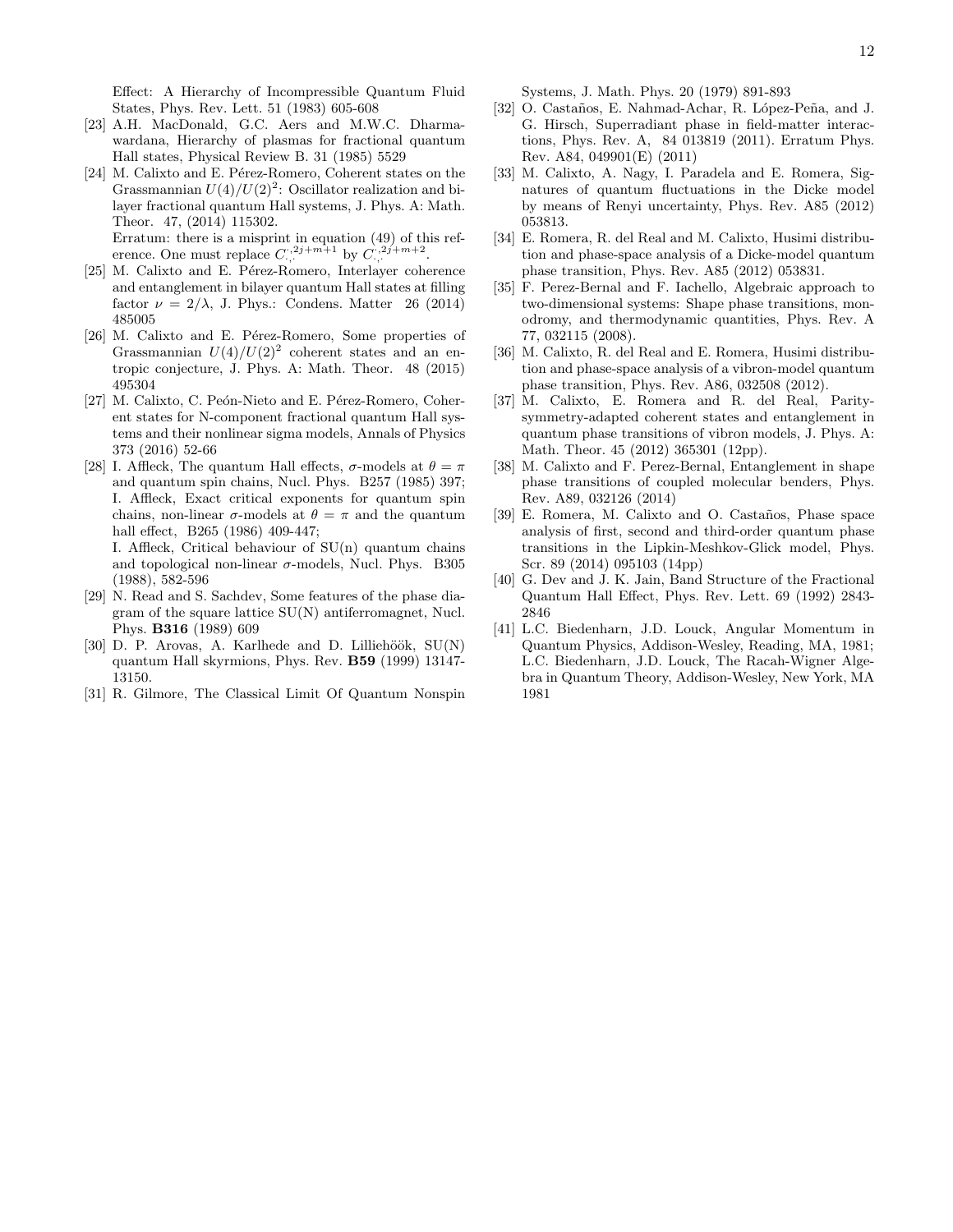Effect: A Hierarchy of Incompressible Quantum Fluid States, Phys. Rev. Lett. 51 (1983) 605-608

[23] A.H. MacDonald, G.C. Aers and M.W.C. Dharma-wardana, Hierarchy of plasmas for fractional quantum Hall states, Physical Review B. 31 (1985) 5529

[24] M. Calixto and E. Pérez-Romero, Coherent states on the Grassmannian $U(4)/U(2)^2$: Oscillator realization and bilayer fractional quantum Hall systems, J. Phys. A: Math. Theor. 47, (2014) 115302.
Erratum: there is a misprint in equation (49) of this reference. One must replace $C^{\cdot,2j+m+1}_{\cdot,\cdot}$ by $C^{\cdot,2j+m+2}_{\cdot,\cdot}$.

[25] M. Calixto and E. Pérez-Romero, Interlayer coherence and entanglement in bilayer quantum Hall states at filling factor $\nu = 2/\lambda$, J. Phys.: Condens. Matter 26 (2014) 485005

[26] M. Calixto and E. Pérez-Romero, Some properties of Grassmannian $U(4)/U(2)^2$ coherent states and an entropic conjecture, J. Phys. A: Math. Theor. 48 (2015) 495304

[27] M. Calixto, C. Peón-Nieto and E. Pérez-Romero, Coherent states for N-component fractional quantum Hall systems and their nonlinear sigma models, Annals of Physics 373 (2016) 52-66

[28] I. Affleck, The quantum Hall effects, $\sigma$-models at $\theta = \pi$ and quantum spin chains, Nucl. Phys. B257 (1985) 397;
I. Affleck, Exact critical exponents for quantum spin chains, non-linear $\sigma$-models at $\theta = \pi$ and the quantum hall effect, B265 (1986) 409-447;
I. Affleck, Critical behaviour of SU(n) quantum chains and topological non-linear $\sigma$-models, Nucl. Phys. B305 (1988), 582-596

[29] N. Read and S. Sachdev, Some features of the phase diagram of the square lattice SU(N) antiferromagnet, Nucl. Phys. **B316** (1989) 609

[30] D. P. Arovas, A. Karlhede and D. Lilliehöök, SU(N) quantum Hall skyrmions, Phys. Rev. **B59** (1999) 13147-13150.

[31] R. Gilmore, The Classical Limit Of Quantum Nonspin Systems, J. Math. Phys. 20 (1979) 891-893

[32] O. Castaños, E. Nahmad-Achar, R. López-Peña, and J. G. Hirsch, Superradiant phase in field-matter interactions, Phys. Rev. A, 84 013819 (2011). Erratum Phys. Rev. A84, 049901(E) (2011)

[33] M. Calixto, A. Nagy, I. Paradela and E. Romera, Signatures of quantum fluctuations in the Dicke model by means of Renyi uncertainty, Phys. Rev. A85 (2012) 053813.

[34] E. Romera, R. del Real and M. Calixto, Husimi distribution and phase-space analysis of a Dicke-model quantum phase transition, Phys. Rev. A85 (2012) 053831.

[35] F. Perez-Bernal and F. Iachello, Algebraic approach to two-dimensional systems: Shape phase transitions, monodromy, and thermodynamic quantities, Phys. Rev. A 77, 032115 (2008).

[36] M. Calixto, R. del Real and E. Romera, Husimi distribution and phase-space analysis of a vibron-model quantum phase transition, Phys. Rev. A86, 032508 (2012).

[37] M. Calixto, E. Romera and R. del Real, Parity-symmetry-adapted coherent states and entanglement in quantum phase transitions of vibron models, J. Phys. A: Math. Theor. 45 (2012) 365301 (12pp).

[38] M. Calixto and F. Perez-Bernal, Entanglement in shape phase transitions of coupled molecular benders, Phys. Rev. A89, 032126 (2014)

[39] E. Romera, M. Calixto and O. Castaños, Phase space analysis of first, second and third-order quantum phase transitions in the Lipkin-Meshkov-Glick model, Phys. Scr. 89 (2014) 095103 (14pp)

[40] G. Dev and J. K. Jain, Band Structure of the Fractional Quantum Hall Effect, Phys. Rev. Lett. 69 (1992) 2843-2846

[41] L.C. Biedenharn, J.D. Louck, Angular Momentum in Quantum Physics, Addison-Wesley, Reading, MA, 1981;
L.C. Biedenharn, J.D. Louck, The Racah-Wigner Algebra in Quantum Theory, Addison-Wesley, New York, MA 1981